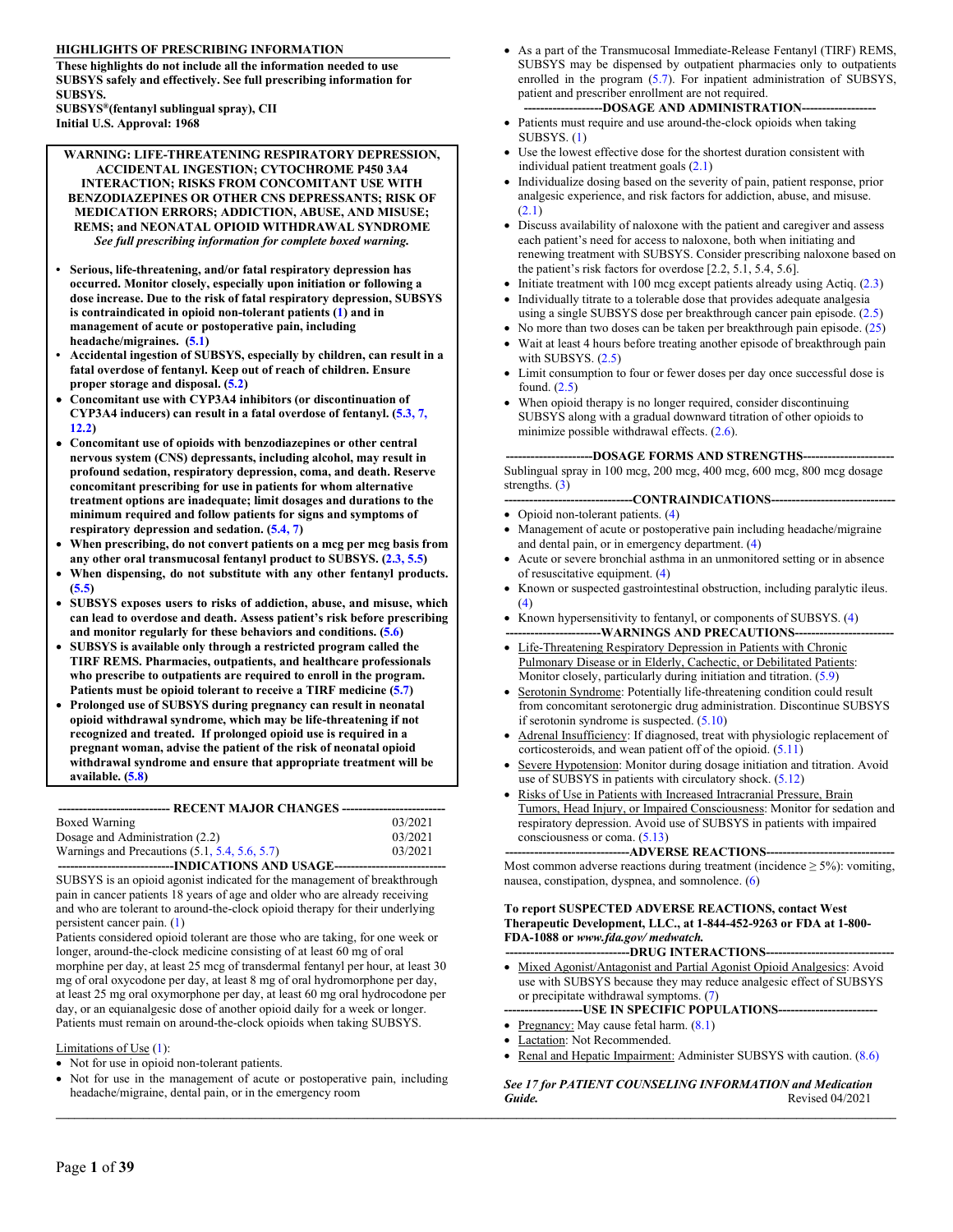# HIGHLIGHTS OF PRESCRIBING INFORMATION

**These highlights do not include all the information needed to use SUBSYS safely and effectively. See full prescribing information for SUBSYS.**

**SUBSYS®(fentanyl sublingual spray), CII**
**Initial U.S. Approval: 1968**

**WARNING: LIFE-THREATENING RESPIRATORY DEPRESSION, ACCIDENTAL INGESTION; CYTOCHROME P450 3A4 INTERACTION; RISKS FROM CONCOMITANT USE WITH BENZODIAZEPINES OR OTHER CNS DEPRESSANTS; RISK OF MEDICATION ERRORS; ADDICTION, ABUSE, AND MISUSE; REMS; and NEONATAL OPIOID WITHDRAWAL SYNDROME**

***See full prescribing information for complete boxed warning.***

- **Serious, life-threatening, and/or fatal respiratory depression has occurred. Monitor closely, especially upon initiation or following a dose increase. Due to the risk of fatal respiratory depression, SUBSYS is contraindicated in opioid non-tolerant patients (1) and in management of acute or postoperative pain, including headache/migraines. (5.1)**
- **Accidental ingestion of SUBSYS, especially by children, can result in a fatal overdose of fentanyl. Keep out of reach of children. Ensure proper storage and disposal. (5.2)**
- **Concomitant use with CYP3A4 inhibitors (or discontinuation of CYP3A4 inducers) can result in a fatal overdose of fentanyl. (5.3, 7, 12.2)**
- **Concomitant use of opioids with benzodiazepines or other central nervous system (CNS) depressants, including alcohol, may result in profound sedation, respiratory depression, coma, and death. Reserve concomitant prescribing for use in patients for whom alternative treatment options are inadequate; limit dosages and durations to the minimum required and follow patients for signs and symptoms of respiratory depression and sedation. (5.4, 7)**
- **When prescribing, do not convert patients on a mcg per mcg basis from any other oral transmucosal fentanyl product to SUBSYS. (2.3, 5.5)**
- **When dispensing, do not substitute with any other fentanyl products. (5.5)**
- **SUBSYS exposes users to risks of addiction, abuse, and misuse, which can lead to overdose and death. Assess patient's risk before prescribing and monitor regularly for these behaviors and conditions. (5.6)**
- **SUBSYS is available only through a restricted program called the TIRF REMS. Pharmacies, outpatients, and healthcare professionals who prescribe to outpatients are required to enroll in the program. Patients must be opioid tolerant to receive a TIRF medicine (5.7)**
- **Prolonged use of SUBSYS during pregnancy can result in neonatal opioid withdrawal syndrome, which may be life-threatening if not recognized and treated. If prolonged opioid use is required in a pregnant woman, advise the patient of the risk of neonatal opioid withdrawal syndrome and ensure that appropriate treatment will be available. (5.8)**

## RECENT MAJOR CHANGES

| | |
|---|---|
| Boxed Warning | 03/2021 |
| Dosage and Administration (2.2) | 03/2021 |
| Warnings and Precautions (5.1, 5.4, 5.6, 5.7) | 03/2021 |

## INDICATIONS AND USAGE

SUBSYS is an opioid agonist indicated for the management of breakthrough pain in cancer patients 18 years of age and older who are already receiving and who are tolerant to around-the-clock opioid therapy for their underlying persistent cancer pain. (1)

Patients considered opioid tolerant are those who are taking, for one week or longer, around-the-clock medicine consisting of at least 60 mg of oral morphine per day, at least 25 mcg of transdermal fentanyl per hour, at least 30 mg of oral oxycodone per day, at least 8 mg of oral hydromorphone per day, at least 25 mg oral oxymorphone per day, at least 60 mg oral hydrocodone per day, or an equianalgesic dose of another opioid daily for a week or longer. Patients must remain on around-the-clock opioids when taking SUBSYS.

Limitations of Use (1):

- Not for use in opioid non-tolerant patients.
- Not for use in the management of acute or postoperative pain, including headache/migraine, dental pain, or in the emergency room
- As a part of the Transmucosal Immediate-Release Fentanyl (TIRF) REMS, SUBSYS may be dispensed by outpatient pharmacies only to outpatients enrolled in the program (5.7). For inpatient administration of SUBSYS, patient and prescriber enrollment are not required.

## DOSAGE AND ADMINISTRATION

- Patients must require and use around-the-clock opioids when taking SUBSYS. (1)
- Use the lowest effective dose for the shortest duration consistent with individual patient treatment goals (2.1)
- Individualize dosing based on the severity of pain, patient response, prior analgesic experience, and risk factors for addiction, abuse, and misuse. (2.1)
- Discuss availability of naloxone with the patient and caregiver and assess each patient's need for access to naloxone, both when initiating and renewing treatment with SUBSYS. Consider prescribing naloxone based on the patient's risk factors for overdose [2.2, 5.1, 5.4, 5.6].
- Initiate treatment with 100 mcg except patients already using Actiq. (2.3)
- Individually titrate to a tolerable dose that provides adequate analgesia using a single SUBSYS dose per breakthrough cancer pain episode. (2.5)
- No more than two doses can be taken per breakthrough pain episode. (25)
- Wait at least 4 hours before treating another episode of breakthrough pain with SUBSYS. (2.5)
- Limit consumption to four or fewer doses per day once successful dose is found. (2.5)
- When opioid therapy is no longer required, consider discontinuing SUBSYS along with a gradual downward titration of other opioids to minimize possible withdrawal effects. (2.6).

## DOSAGE FORMS AND STRENGTHS

Sublingual spray in 100 mcg, 200 mcg, 400 mcg, 600 mcg, 800 mcg dosage strengths. (3)

## CONTRAINDICATIONS

- Opioid non-tolerant patients. (4)
- Management of acute or postoperative pain including headache/migraine and dental pain, or in emergency department. (4)
- Acute or severe bronchial asthma in an unmonitored setting or in absence of resuscitative equipment. (4)
- Known or suspected gastrointestinal obstruction, including paralytic ileus. (4)
- Known hypersensitivity to fentanyl, or components of SUBSYS. (4)

## WARNINGS AND PRECAUTIONS

- Life-Threatening Respiratory Depression in Patients with Chronic Pulmonary Disease or in Elderly, Cachectic, or Debilitated Patients: Monitor closely, particularly during initiation and titration. (5.9)
- Serotonin Syndrome: Potentially life-threatening condition could result from concomitant serotonergic drug administration. Discontinue SUBSYS if serotonin syndrome is suspected. (5.10)
- Adrenal Insufficiency: If diagnosed, treat with physiologic replacement of corticosteroids, and wean patient off of the opioid. (5.11)
- Severe Hypotension: Monitor during dosage initiation and titration. Avoid use of SUBSYS in patients with circulatory shock. (5.12)
- Risks of Use in Patients with Increased Intracranial Pressure, Brain Tumors, Head Injury, or Impaired Consciousness: Monitor for sedation and respiratory depression. Avoid use of SUBSYS in patients with impaired consciousness or coma. (5.13)

## ADVERSE REACTIONS

Most common adverse reactions during treatment (incidence ≥ 5%): vomiting, nausea, constipation, dyspnea, and somnolence. (6)

**To report SUSPECTED ADVERSE REACTIONS, contact West Therapeutic Development, LLC., at 1-844-452-9263 or FDA at 1-800-FDA-1088 or *www.fda.gov/ medwatch.***

## DRUG INTERACTIONS

- Mixed Agonist/Antagonist and Partial Agonist Opioid Analgesics: Avoid use with SUBSYS because they may reduce analgesic effect of SUBSYS or precipitate withdrawal symptoms. (7)

## USE IN SPECIFIC POPULATIONS

- Pregnancy: May cause fetal harm. (8.1)
- Lactation: Not Recommended.
- Renal and Hepatic Impairment: Administer SUBSYS with caution. (8.6)

***See 17 for PATIENT COUNSELING INFORMATION and Medication Guide.***

Revised 04/2021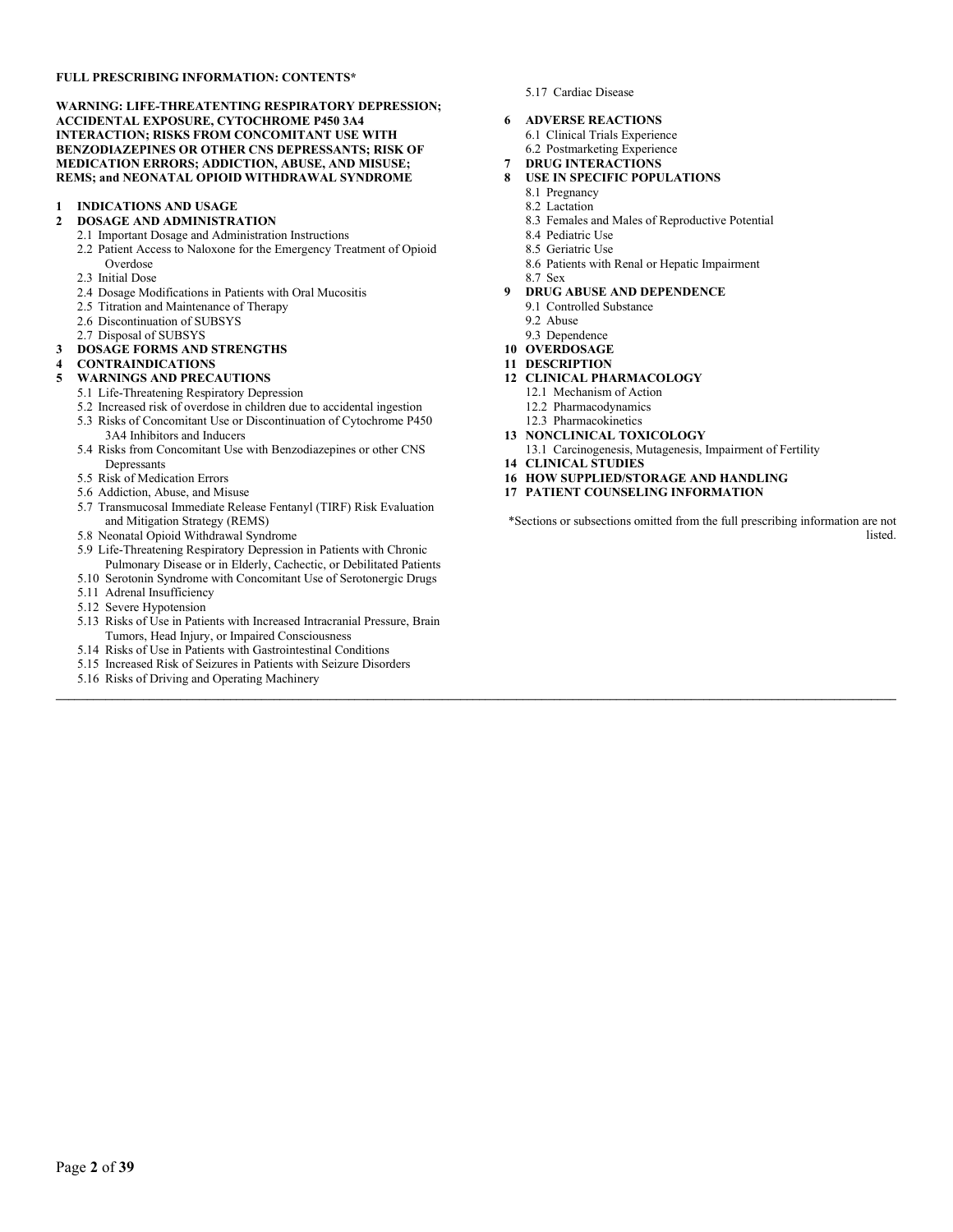**FULL PRESCRIBING INFORMATION: CONTENTS***

**WARNING: LIFE-THREATENTING RESPIRATORY DEPRESSION; ACCIDENTAL EXPOSURE, CYTOCHROME P450 3A4 INTERACTION; RISKS FROM CONCOMITANT USE WITH BENZODIAZEPINES OR OTHER CNS DEPRESSANTS; RISK OF MEDICATION ERRORS; ADDICTION, ABUSE, AND MISUSE; REMS; and NEONATAL OPIOID WITHDRAWAL SYNDROME**

**1 INDICATIONS AND USAGE**

**2 DOSAGE AND ADMINISTRATION**
- 2.1 Important Dosage and Administration Instructions
- 2.2 Patient Access to Naloxone for the Emergency Treatment of Opioid Overdose
- 2.3 Initial Dose
- 2.4 Dosage Modifications in Patients with Oral Mucositis
- 2.5 Titration and Maintenance of Therapy
- 2.6 Discontinuation of SUBSYS
- 2.7 Disposal of SUBSYS

**3 DOSAGE FORMS AND STRENGTHS**

**4 CONTRAINDICATIONS**

**5 WARNINGS AND PRECAUTIONS**
- 5.1 Life-Threatening Respiratory Depression
- 5.2 Increased risk of overdose in children due to accidental ingestion
- 5.3 Risks of Concomitant Use or Discontinuation of Cytochrome P450 3A4 Inhibitors and Inducers
- 5.4 Risks from Concomitant Use with Benzodiazepines or other CNS Depressants
- 5.5 Risk of Medication Errors
- 5.6 Addiction, Abuse, and Misuse
- 5.7 Transmucosal Immediate Release Fentanyl (TIRF) Risk Evaluation and Mitigation Strategy (REMS)
- 5.8 Neonatal Opioid Withdrawal Syndrome
- 5.9 Life-Threatening Respiratory Depression in Patients with Chronic Pulmonary Disease or in Elderly, Cachectic, or Debilitated Patients
- 5.10 Serotonin Syndrome with Concomitant Use of Serotonergic Drugs
- 5.11 Adrenal Insufficiency
- 5.12 Severe Hypotension
- 5.13 Risks of Use in Patients with Increased Intracranial Pressure, Brain Tumors, Head Injury, or Impaired Consciousness
- 5.14 Risks of Use in Patients with Gastrointestinal Conditions
- 5.15 Increased Risk of Seizures in Patients with Seizure Disorders
- 5.16 Risks of Driving and Operating Machinery
- 5.17 Cardiac Disease

**6 ADVERSE REACTIONS**
- 6.1 Clinical Trials Experience
- 6.2 Postmarketing Experience

**7 DRUG INTERACTIONS**

**8 USE IN SPECIFIC POPULATIONS**
- 8.1 Pregnancy
- 8.2 Lactation
- 8.3 Females and Males of Reproductive Potential
- 8.4 Pediatric Use
- 8.5 Geriatric Use
- 8.6 Patients with Renal or Hepatic Impairment
- 8.7 Sex

**9 DRUG ABUSE AND DEPENDENCE**
- 9.1 Controlled Substance
- 9.2 Abuse
- 9.3 Dependence

**10 OVERDOSAGE**

**11 DESCRIPTION**

**12 CLINICAL PHARMACOLOGY**
- 12.1 Mechanism of Action
- 12.2 Pharmacodynamics
- 12.3 Pharmacokinetics

**13 NONCLINICAL TOXICOLOGY**
- 13.1 Carcinogenesis, Mutagenesis, Impairment of Fertility

**14 CLINICAL STUDIES**

**16 HOW SUPPLIED/STORAGE AND HANDLING**

**17 PATIENT COUNSELING INFORMATION**

*Sections or subsections omitted from the full prescribing information are not listed.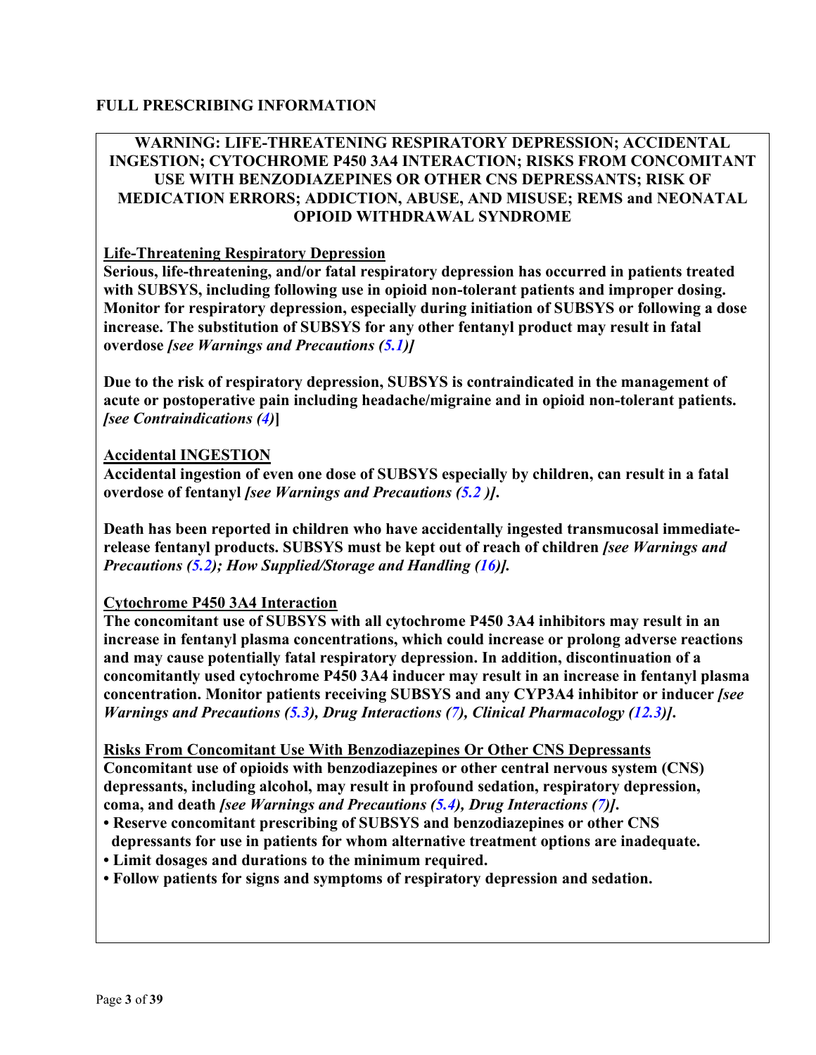# FULL PRESCRIBING INFORMATION

## WARNING: LIFE-THREATENING RESPIRATORY DEPRESSION; ACCIDENTAL INGESTION; CYTOCHROME P450 3A4 INTERACTION; RISKS FROM CONCOMITANT USE WITH BENZODIAZEPINES OR OTHER CNS DEPRESSANTS; RISK OF MEDICATION ERRORS; ADDICTION, ABUSE, AND MISUSE; REMS and NEONATAL OPIOID WITHDRAWAL SYNDROME

**Life-Threatening Respiratory Depression**

**Serious, life-threatening, and/or fatal respiratory depression has occurred in patients treated with SUBSYS, including following use in opioid non-tolerant patients and improper dosing. Monitor for respiratory depression, especially during initiation of SUBSYS or following a dose increase. The substitution of SUBSYS for any other fentanyl product may result in fatal overdose *[see Warnings and Precautions (5.1)]***

**Due to the risk of respiratory depression, SUBSYS is contraindicated in the management of acute or postoperative pain including headache/migraine and in opioid non-tolerant patients. *[see Contraindications (4)*]**

**Accidental INGESTION**

**Accidental ingestion of even one dose of SUBSYS especially by children, can result in a fatal overdose of fentanyl *[see Warnings and Precautions (5.2 )]*.**

**Death has been reported in children who have accidentally ingested transmucosal immediate-release fentanyl products. SUBSYS must be kept out of reach of children *[see Warnings and Precautions (5.2); How Supplied/Storage and Handling (16)]*.**

**Cytochrome P450 3A4 Interaction**

**The concomitant use of SUBSYS with all cytochrome P450 3A4 inhibitors may result in an increase in fentanyl plasma concentrations, which could increase or prolong adverse reactions and may cause potentially fatal respiratory depression. In addition, discontinuation of a concomitantly used cytochrome P450 3A4 inducer may result in an increase in fentanyl plasma concentration. Monitor patients receiving SUBSYS and any CYP3A4 inhibitor or inducer *[see Warnings and Precautions (5.3), Drug Interactions (7), Clinical Pharmacology (12.3)]*.**

**Risks From Concomitant Use With Benzodiazepines Or Other CNS Depressants**

**Concomitant use of opioids with benzodiazepines or other central nervous system (CNS) depressants, including alcohol, may result in profound sedation, respiratory depression, coma, and death *[see Warnings and Precautions (5.4), Drug Interactions (7)]*.**

- **Reserve concomitant prescribing of SUBSYS and benzodiazepines or other CNS depressants for use in patients for whom alternative treatment options are inadequate.**
- **Limit dosages and durations to the minimum required.**
- **Follow patients for signs and symptoms of respiratory depression and sedation.**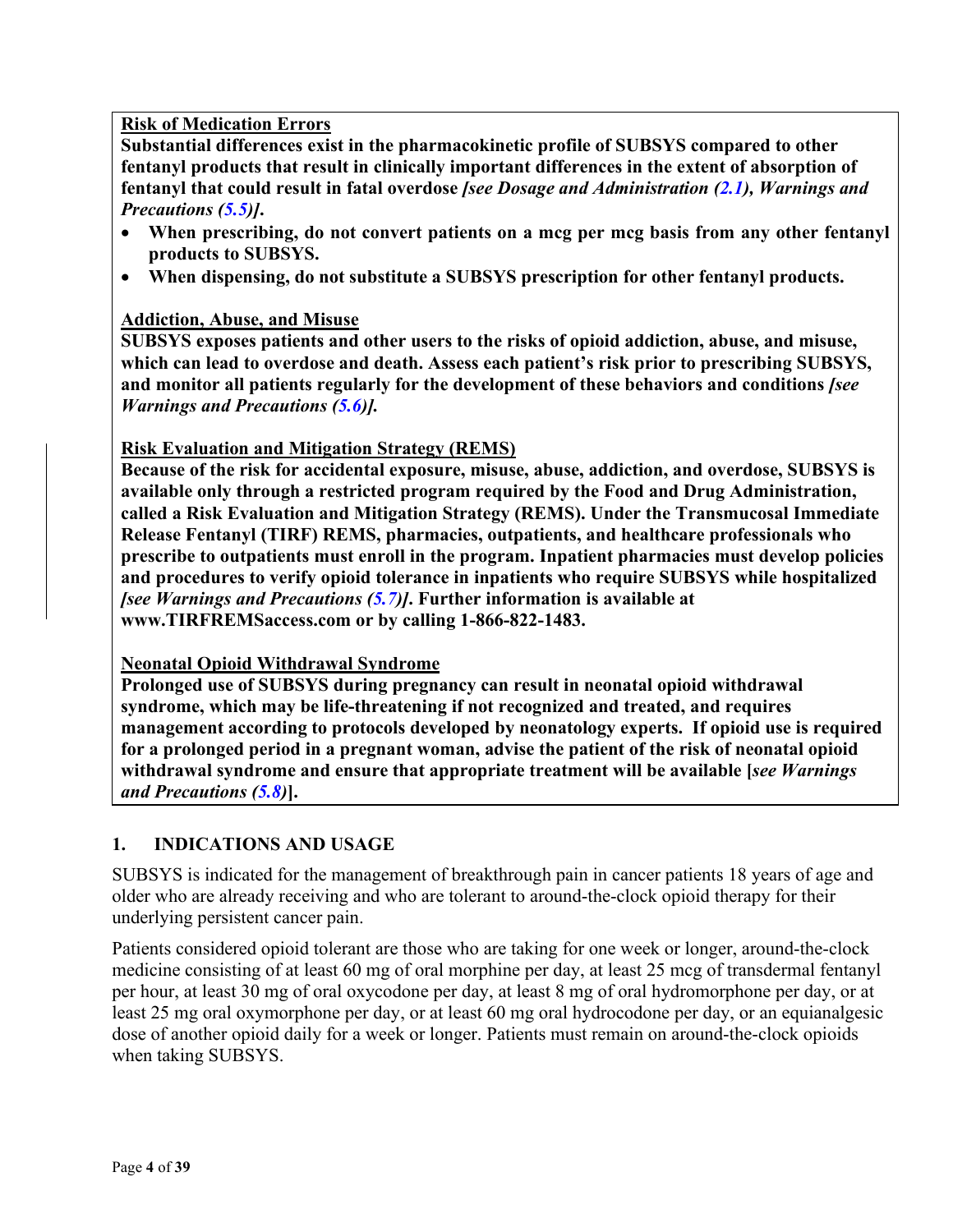**<u>Risk of Medication Errors</u>**

**Substantial differences exist in the pharmacokinetic profile of SUBSYS compared to other fentanyl products that result in clinically important differences in the extent of absorption of fentanyl that could result in fatal overdose *[see Dosage and Administration (2.1), Warnings and Precautions (5.5)]*.**

- **When prescribing, do not convert patients on a mcg per mcg basis from any other fentanyl products to SUBSYS.**
- **When dispensing, do not substitute a SUBSYS prescription for other fentanyl products.**

**<u>Addiction, Abuse, and Misuse</u>**

**SUBSYS exposes patients and other users to the risks of opioid addiction, abuse, and misuse, which can lead to overdose and death. Assess each patient's risk prior to prescribing SUBSYS, and monitor all patients regularly for the development of these behaviors and conditions *[see Warnings and Precautions (5.6)]*.**

**<u>Risk Evaluation and Mitigation Strategy (REMS)</u>**

**Because of the risk for accidental exposure, misuse, abuse, addiction, and overdose, SUBSYS is available only through a restricted program required by the Food and Drug Administration, called a Risk Evaluation and Mitigation Strategy (REMS). Under the Transmucosal Immediate Release Fentanyl (TIRF) REMS, pharmacies, outpatients, and healthcare professionals who prescribe to outpatients must enroll in the program. Inpatient pharmacies must develop policies and procedures to verify opioid tolerance in inpatients who require SUBSYS while hospitalized *[see Warnings and Precautions (5.7)]*. Further information is available at www.TIRFREMSaccess.com or by calling 1-866-822-1483.**

**<u>Neonatal Opioid Withdrawal Syndrome</u>**

**Prolonged use of SUBSYS during pregnancy can result in neonatal opioid withdrawal syndrome, which may be life-threatening if not recognized and treated, and requires management according to protocols developed by neonatology experts. If opioid use is required for a prolonged period in a pregnant woman, advise the patient of the risk of neonatal opioid withdrawal syndrome and ensure that appropriate treatment will be available [*see Warnings and Precautions (5.8)*].**

## 1. INDICATIONS AND USAGE

SUBSYS is indicated for the management of breakthrough pain in cancer patients 18 years of age and older who are already receiving and who are tolerant to around-the-clock opioid therapy for their underlying persistent cancer pain.

Patients considered opioid tolerant are those who are taking for one week or longer, around-the-clock medicine consisting of at least 60 mg of oral morphine per day, at least 25 mcg of transdermal fentanyl per hour, at least 30 mg of oral oxycodone per day, at least 8 mg of oral hydromorphone per day, or at least 25 mg oral oxymorphone per day, or at least 60 mg oral hydrocodone per day, or an equianalgesic dose of another opioid daily for a week or longer. Patients must remain on around-the-clock opioids when taking SUBSYS.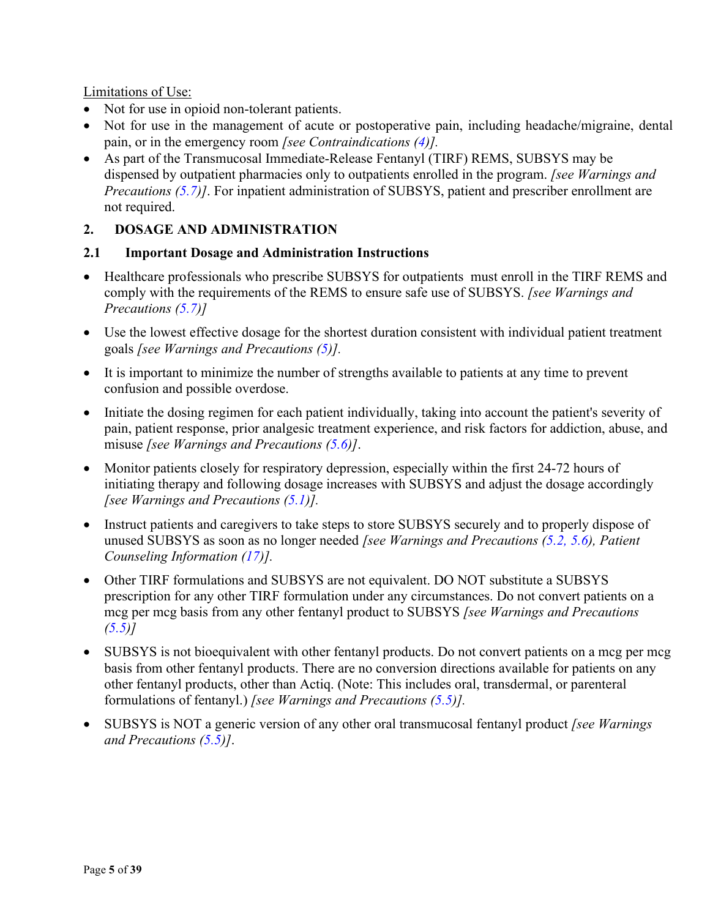Limitations of Use:

- Not for use in opioid non-tolerant patients.
- Not for use in the management of acute or postoperative pain, including headache/migraine, dental pain, or in the emergency room *[see Contraindications (4)].*
- As part of the Transmucosal Immediate-Release Fentanyl (TIRF) REMS, SUBSYS may be dispensed by outpatient pharmacies only to outpatients enrolled in the program. *[see Warnings and Precautions (5.7)]*. For inpatient administration of SUBSYS, patient and prescriber enrollment are not required.

## 2. DOSAGE AND ADMINISTRATION

### 2.1 Important Dosage and Administration Instructions

- Healthcare professionals who prescribe SUBSYS for outpatients must enroll in the TIRF REMS and comply with the requirements of the REMS to ensure safe use of SUBSYS. *[see Warnings and Precautions (5.7)]*
- Use the lowest effective dosage for the shortest duration consistent with individual patient treatment goals *[see Warnings and Precautions (5)].*
- It is important to minimize the number of strengths available to patients at any time to prevent confusion and possible overdose.
- Initiate the dosing regimen for each patient individually, taking into account the patient's severity of pain, patient response, prior analgesic treatment experience, and risk factors for addiction, abuse, and misuse *[see Warnings and Precautions (5.6)]*.
- Monitor patients closely for respiratory depression, especially within the first 24-72 hours of initiating therapy and following dosage increases with SUBSYS and adjust the dosage accordingly *[see Warnings and Precautions (5.1)].*
- Instruct patients and caregivers to take steps to store SUBSYS securely and to properly dispose of unused SUBSYS as soon as no longer needed *[see Warnings and Precautions (5.2, 5.6), Patient Counseling Information (17)].*
- Other TIRF formulations and SUBSYS are not equivalent. DO NOT substitute a SUBSYS prescription for any other TIRF formulation under any circumstances. Do not convert patients on a mcg per mcg basis from any other fentanyl product to SUBSYS *[see Warnings and Precautions (5.5)]*
- SUBSYS is not bioequivalent with other fentanyl products. Do not convert patients on a mcg per mcg basis from other fentanyl products. There are no conversion directions available for patients on any other fentanyl products, other than Actiq. (Note: This includes oral, transdermal, or parenteral formulations of fentanyl.) *[see Warnings and Precautions (5.5)].*
- SUBSYS is NOT a generic version of any other oral transmucosal fentanyl product *[see Warnings and Precautions (5.5)]*.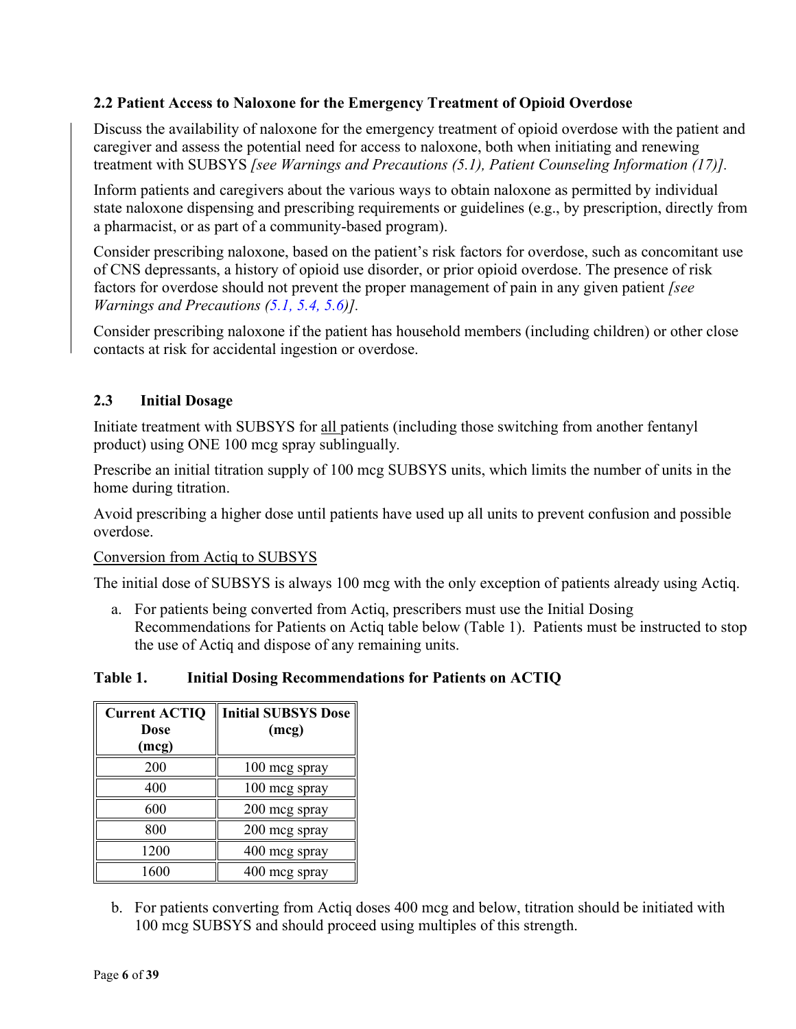### 2.2 Patient Access to Naloxone for the Emergency Treatment of Opioid Overdose

Discuss the availability of naloxone for the emergency treatment of opioid overdose with the patient and caregiver and assess the potential need for access to naloxone, both when initiating and renewing treatment with SUBSYS *[see Warnings and Precautions (5.1), Patient Counseling Information (17)].*

Inform patients and caregivers about the various ways to obtain naloxone as permitted by individual state naloxone dispensing and prescribing requirements or guidelines (e.g., by prescription, directly from a pharmacist, or as part of a community-based program).

Consider prescribing naloxone, based on the patient's risk factors for overdose, such as concomitant use of CNS depressants, a history of opioid use disorder, or prior opioid overdose. The presence of risk factors for overdose should not prevent the proper management of pain in any given patient *[see Warnings and Precautions (5.1, 5.4, 5.6)].*

Consider prescribing naloxone if the patient has household members (including children) or other close contacts at risk for accidental ingestion or overdose.

### 2.3 Initial Dosage

Initiate treatment with SUBSYS for all patients (including those switching from another fentanyl product) using ONE 100 mcg spray sublingually.

Prescribe an initial titration supply of 100 mcg SUBSYS units, which limits the number of units in the home during titration.

Avoid prescribing a higher dose until patients have used up all units to prevent confusion and possible overdose.

Conversion from Actiq to SUBSYS

The initial dose of SUBSYS is always 100 mcg with the only exception of patients already using Actiq.

a. For patients being converted from Actiq, prescribers must use the Initial Dosing Recommendations for Patients on Actiq table below (Table 1). Patients must be instructed to stop the use of Actiq and dispose of any remaining units.

**Table 1. Initial Dosing Recommendations for Patients on ACTIQ**

| Current ACTIQ Dose (mcg) | Initial SUBSYS Dose (mcg) |
|---|---|
| 200 | 100 mcg spray |
| 400 | 100 mcg spray |
| 600 | 200 mcg spray |
| 800 | 200 mcg spray |
| 1200 | 400 mcg spray |
| 1600 | 400 mcg spray |

b. For patients converting from Actiq doses 400 mcg and below, titration should be initiated with 100 mcg SUBSYS and should proceed using multiples of this strength.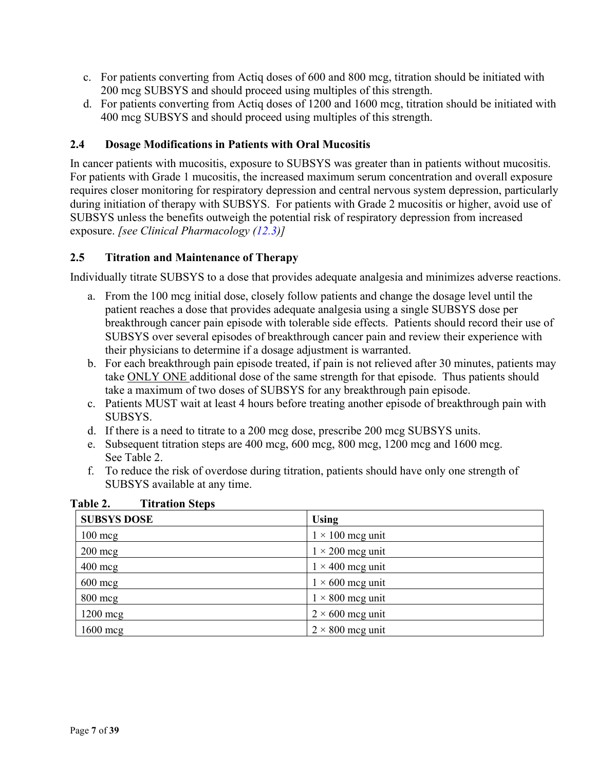c. For patients converting from Actiq doses of 600 and 800 mcg, titration should be initiated with 200 mcg SUBSYS and should proceed using multiples of this strength.
d. For patients converting from Actiq doses of 1200 and 1600 mcg, titration should be initiated with 400 mcg SUBSYS and should proceed using multiples of this strength.

### 2.4 Dosage Modifications in Patients with Oral Mucositis

In cancer patients with mucositis, exposure to SUBSYS was greater than in patients without mucositis. For patients with Grade 1 mucositis, the increased maximum serum concentration and overall exposure requires closer monitoring for respiratory depression and central nervous system depression, particularly during initiation of therapy with SUBSYS. For patients with Grade 2 mucositis or higher, avoid use of SUBSYS unless the benefits outweigh the potential risk of respiratory depression from increased exposure. *[see Clinical Pharmacology (12.3)]*

### 2.5 Titration and Maintenance of Therapy

Individually titrate SUBSYS to a dose that provides adequate analgesia and minimizes adverse reactions.

a. From the 100 mcg initial dose, closely follow patients and change the dosage level until the patient reaches a dose that provides adequate analgesia using a single SUBSYS dose per breakthrough cancer pain episode with tolerable side effects. Patients should record their use of SUBSYS over several episodes of breakthrough cancer pain and review their experience with their physicians to determine if a dosage adjustment is warranted.
b. For each breakthrough pain episode treated, if pain is not relieved after 30 minutes, patients may take ONLY ONE additional dose of the same strength for that episode. Thus patients should take a maximum of two doses of SUBSYS for any breakthrough pain episode.
c. Patients MUST wait at least 4 hours before treating another episode of breakthrough pain with SUBSYS.
d. If there is a need to titrate to a 200 mcg dose, prescribe 200 mcg SUBSYS units.
e. Subsequent titration steps are 400 mcg, 600 mcg, 800 mcg, 1200 mcg and 1600 mcg. See Table 2.
f. To reduce the risk of overdose during titration, patients should have only one strength of SUBSYS available at any time.

**Table 2. Titration Steps**

| SUBSYS DOSE | Using |
|---|---|
| 100 mcg | 1 × 100 mcg unit |
| 200 mcg | 1 × 200 mcg unit |
| 400 mcg | 1 × 400 mcg unit |
| 600 mcg | 1 × 600 mcg unit |
| 800 mcg | 1 × 800 mcg unit |
| 1200 mcg | 2 × 600 mcg unit |
| 1600 mcg | 2 × 800 mcg unit |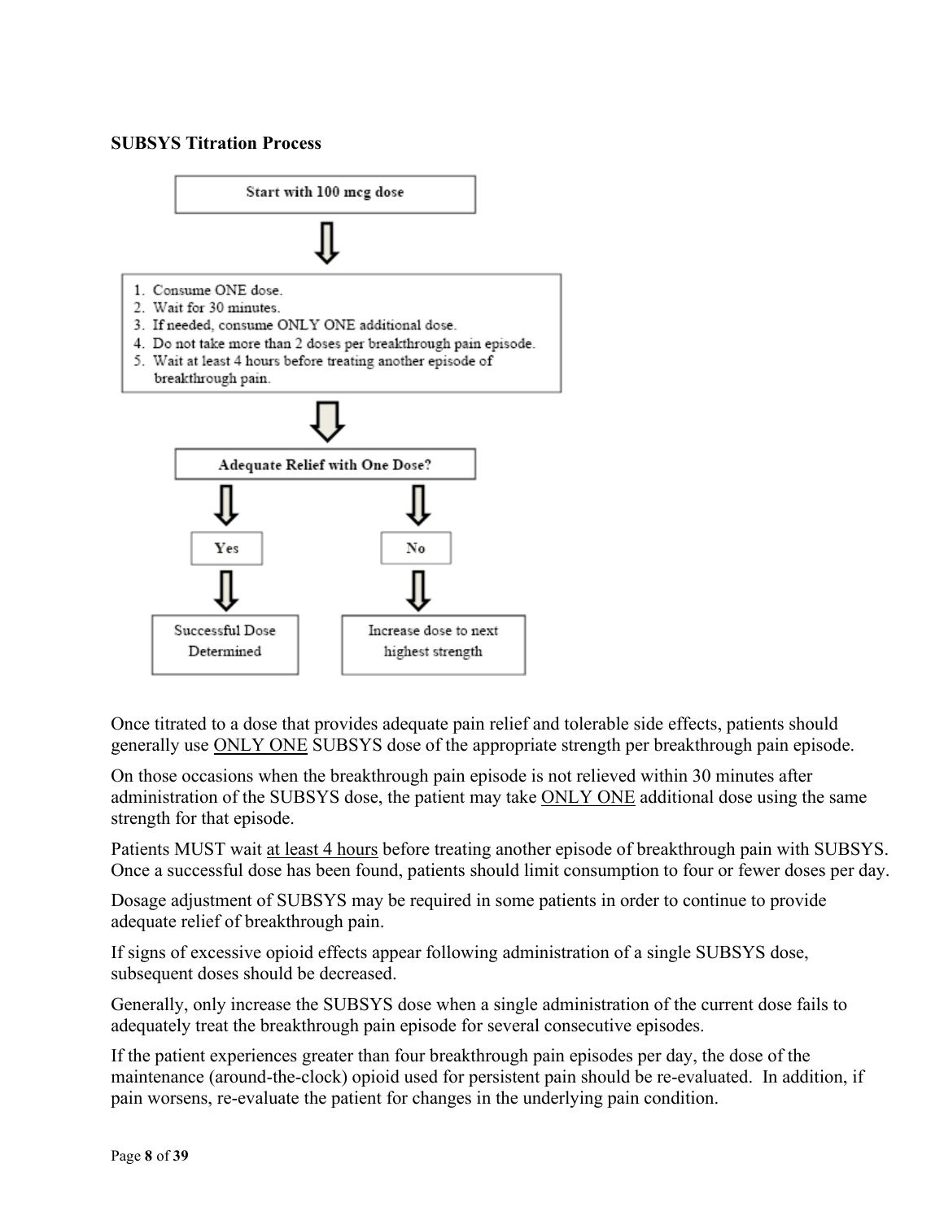**SUBSYS Titration Process**

**Start with 100 mcg dose**

⇩

1. Consume ONE dose.
2. Wait for 30 minutes.
3. If needed, consume ONLY ONE additional dose.
4. Do not take more than 2 doses per breakthrough pain episode.
5. Wait at least 4 hours before treating another episode of breakthrough pain.

⇩

**Adequate Relief with One Dose?**

- Yes ⇩ Successful Dose Determined
- No ⇩ Increase dose to next highest strength

Once titrated to a dose that provides adequate pain relief and tolerable side effects, patients should generally use ONLY ONE SUBSYS dose of the appropriate strength per breakthrough pain episode.

On those occasions when the breakthrough pain episode is not relieved within 30 minutes after administration of the SUBSYS dose, the patient may take ONLY ONE additional dose using the same strength for that episode.

Patients MUST wait at least 4 hours before treating another episode of breakthrough pain with SUBSYS. Once a successful dose has been found, patients should limit consumption to four or fewer doses per day.

Dosage adjustment of SUBSYS may be required in some patients in order to continue to provide adequate relief of breakthrough pain.

If signs of excessive opioid effects appear following administration of a single SUBSYS dose, subsequent doses should be decreased.

Generally, only increase the SUBSYS dose when a single administration of the current dose fails to adequately treat the breakthrough pain episode for several consecutive episodes.

If the patient experiences greater than four breakthrough pain episodes per day, the dose of the maintenance (around-the-clock) opioid used for persistent pain should be re-evaluated. In addition, if pain worsens, re-evaluate the patient for changes in the underlying pain condition.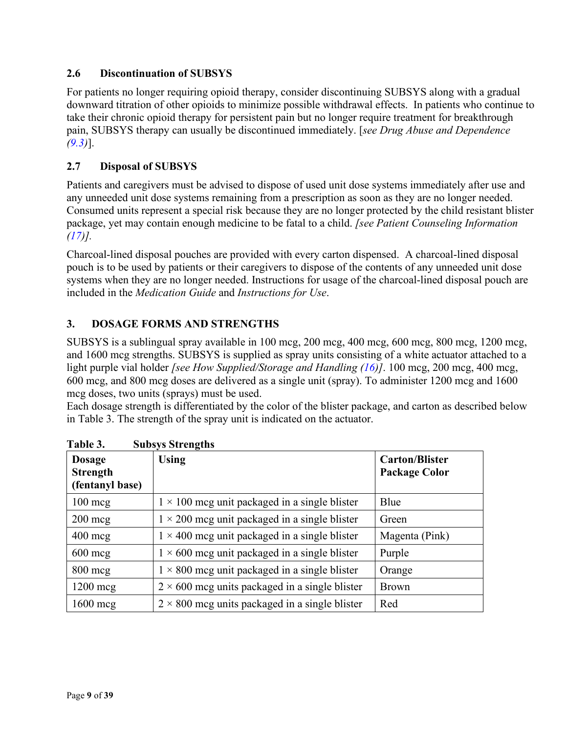### 2.6 Discontinuation of SUBSYS

For patients no longer requiring opioid therapy, consider discontinuing SUBSYS along with a gradual downward titration of other opioids to minimize possible withdrawal effects. In patients who continue to take their chronic opioid therapy for persistent pain but no longer require treatment for breakthrough pain, SUBSYS therapy can usually be discontinued immediately. [*see Drug Abuse and Dependence (9.3)*].

### 2.7 Disposal of SUBSYS

Patients and caregivers must be advised to dispose of used unit dose systems immediately after use and any unneeded unit dose systems remaining from a prescription as soon as they are no longer needed. Consumed units represent a special risk because they are no longer protected by the child resistant blister package, yet may contain enough medicine to be fatal to a child. *[see Patient Counseling Information (17)].*

Charcoal-lined disposal pouches are provided with every carton dispensed. A charcoal-lined disposal pouch is to be used by patients or their caregivers to dispose of the contents of any unneeded unit dose systems when they are no longer needed. Instructions for usage of the charcoal-lined disposal pouch are included in the *Medication Guide* and *Instructions for Use*.

## 3. DOSAGE FORMS AND STRENGTHS

SUBSYS is a sublingual spray available in 100 mcg, 200 mcg, 400 mcg, 600 mcg, 800 mcg, 1200 mcg, and 1600 mcg strengths. SUBSYS is supplied as spray units consisting of a white actuator attached to a light purple vial holder *[see How Supplied/Storage and Handling (16)]*. 100 mcg, 200 mcg, 400 mcg, 600 mcg, and 800 mcg doses are delivered as a single unit (spray). To administer 1200 mcg and 1600 mcg doses, two units (sprays) must be used.
Each dosage strength is differentiated by the color of the blister package, and carton as described below in Table 3. The strength of the spray unit is indicated on the actuator.

**Table 3. Subsys Strengths**

| Dosage Strength (fentanyl base) | Using | Carton/Blister Package Color |
|---|---|---|
| 100 mcg | 1 × 100 mcg unit packaged in a single blister | Blue |
| 200 mcg | 1 × 200 mcg unit packaged in a single blister | Green |
| 400 mcg | 1 × 400 mcg unit packaged in a single blister | Magenta (Pink) |
| 600 mcg | 1 × 600 mcg unit packaged in a single blister | Purple |
| 800 mcg | 1 × 800 mcg unit packaged in a single blister | Orange |
| 1200 mcg | 2 × 600 mcg units packaged in a single blister | Brown |
| 1600 mcg | 2 × 800 mcg units packaged in a single blister | Red |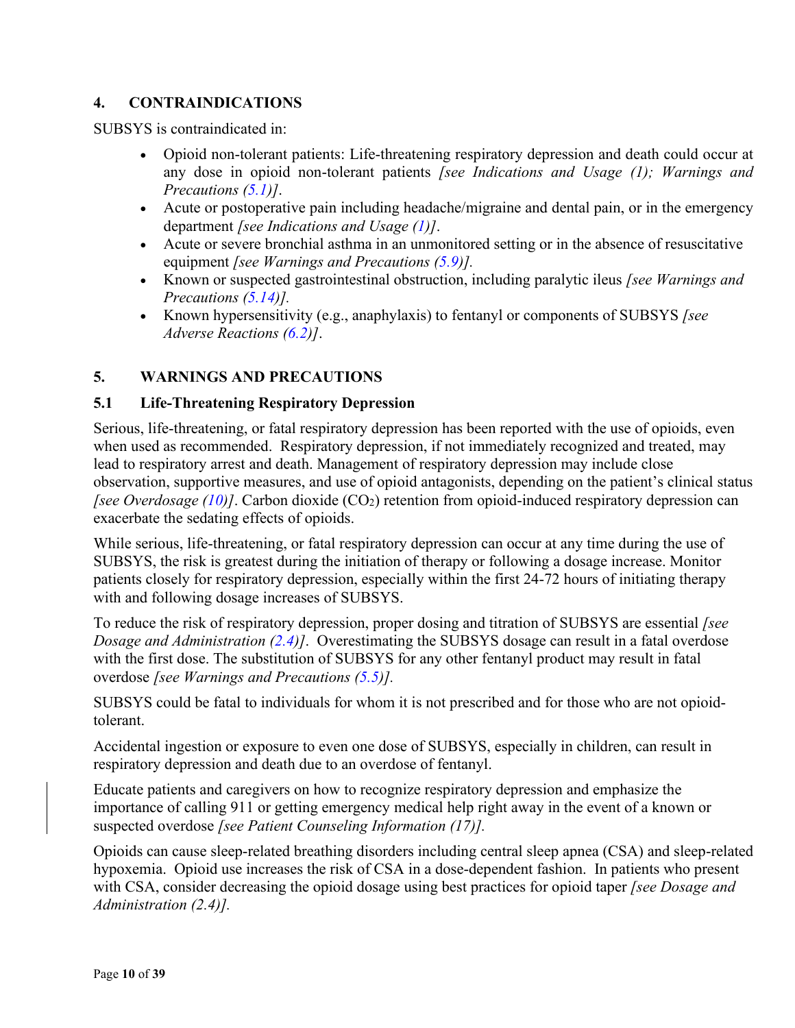## 4. CONTRAINDICATIONS

SUBSYS is contraindicated in:

- Opioid non-tolerant patients: Life-threatening respiratory depression and death could occur at any dose in opioid non-tolerant patients *[see Indications and Usage (1); Warnings and Precautions (5.1)]*.
- Acute or postoperative pain including headache/migraine and dental pain, or in the emergency department *[see Indications and Usage (1)]*.
- Acute or severe bronchial asthma in an unmonitored setting or in the absence of resuscitative equipment *[see Warnings and Precautions (5.9)].*
- Known or suspected gastrointestinal obstruction, including paralytic ileus *[see Warnings and Precautions (5.14)].*
- Known hypersensitivity (e.g., anaphylaxis) to fentanyl or components of SUBSYS *[see Adverse Reactions (6.2)]*.

## 5. WARNINGS AND PRECAUTIONS

### 5.1 Life-Threatening Respiratory Depression

Serious, life-threatening, or fatal respiratory depression has been reported with the use of opioids, even when used as recommended. Respiratory depression, if not immediately recognized and treated, may lead to respiratory arrest and death. Management of respiratory depression may include close observation, supportive measures, and use of opioid antagonists, depending on the patient's clinical status *[see Overdosage (10)]*. Carbon dioxide ($CO_2$) retention from opioid-induced respiratory depression can exacerbate the sedating effects of opioids.

While serious, life-threatening, or fatal respiratory depression can occur at any time during the use of SUBSYS, the risk is greatest during the initiation of therapy or following a dosage increase. Monitor patients closely for respiratory depression, especially within the first 24-72 hours of initiating therapy with and following dosage increases of SUBSYS.

To reduce the risk of respiratory depression, proper dosing and titration of SUBSYS are essential *[see Dosage and Administration (2.4)]*. Overestimating the SUBSYS dosage can result in a fatal overdose with the first dose. The substitution of SUBSYS for any other fentanyl product may result in fatal overdose *[see Warnings and Precautions (5.5)].*

SUBSYS could be fatal to individuals for whom it is not prescribed and for those who are not opioid-tolerant.

Accidental ingestion or exposure to even one dose of SUBSYS, especially in children, can result in respiratory depression and death due to an overdose of fentanyl.

Educate patients and caregivers on how to recognize respiratory depression and emphasize the importance of calling 911 or getting emergency medical help right away in the event of a known or suspected overdose *[see Patient Counseling Information (17)].*

Opioids can cause sleep-related breathing disorders including central sleep apnea (CSA) and sleep-related hypoxemia. Opioid use increases the risk of CSA in a dose-dependent fashion. In patients who present with CSA, consider decreasing the opioid dosage using best practices for opioid taper *[see Dosage and Administration (2.4)].*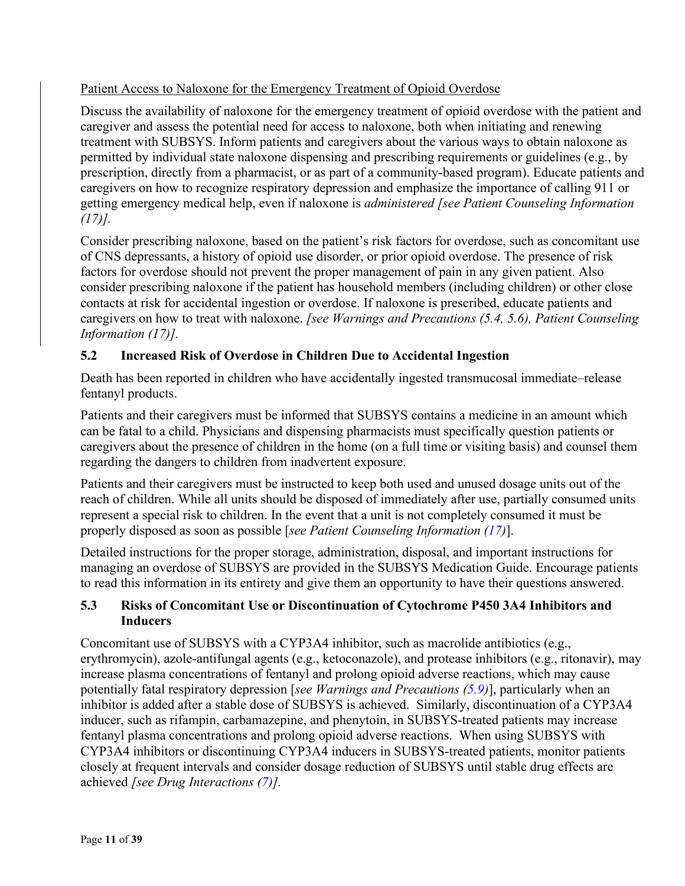Patient Access to Naloxone for the Emergency Treatment of Opioid Overdose

Discuss the availability of naloxone for the emergency treatment of opioid overdose with the patient and caregiver and assess the potential need for access to naloxone, both when initiating and renewing treatment with SUBSYS. Inform patients and caregivers about the various ways to obtain naloxone as permitted by individual state naloxone dispensing and prescribing requirements or guidelines (e.g., by prescription, directly from a pharmacist, or as part of a community-based program). Educate patients and caregivers on how to recognize respiratory depression and emphasize the importance of calling 911 or getting emergency medical help, even if naloxone is *administered [see Patient Counseling Information (17)].*

Consider prescribing naloxone, based on the patient's risk factors for overdose, such as concomitant use of CNS depressants, a history of opioid use disorder, or prior opioid overdose. The presence of risk factors for overdose should not prevent the proper management of pain in any given patient. Also consider prescribing naloxone if the patient has household members (including children) or other close contacts at risk for accidental ingestion or overdose. If naloxone is prescribed, educate patients and caregivers on how to treat with naloxone. *[see Warnings and Precautions (5.4, 5.6), Patient Counseling Information (17)].*

### 5.2 Increased Risk of Overdose in Children Due to Accidental Ingestion

Death has been reported in children who have accidentally ingested transmucosal immediate–release fentanyl products.

Patients and their caregivers must be informed that SUBSYS contains a medicine in an amount which can be fatal to a child. Physicians and dispensing pharmacists must specifically question patients or caregivers about the presence of children in the home (on a full time or visiting basis) and counsel them regarding the dangers to children from inadvertent exposure.

Patients and their caregivers must be instructed to keep both used and unused dosage units out of the reach of children. While all units should be disposed of immediately after use, partially consumed units represent a special risk to children. In the event that a unit is not completely consumed it must be properly disposed as soon as possible [*see Patient Counseling Information (17)*].

Detailed instructions for the proper storage, administration, disposal, and important instructions for managing an overdose of SUBSYS are provided in the SUBSYS Medication Guide. Encourage patients to read this information in its entirety and give them an opportunity to have their questions answered.

### 5.3 Risks of Concomitant Use or Discontinuation of Cytochrome P450 3A4 Inhibitors and Inducers

Concomitant use of SUBSYS with a CYP3A4 inhibitor, such as macrolide antibiotics (e.g., erythromycin), azole-antifungal agents (e.g., ketoconazole), and protease inhibitors (e.g., ritonavir), may increase plasma concentrations of fentanyl and prolong opioid adverse reactions, which may cause potentially fatal respiratory depression [*see Warnings and Precautions (5.9)*], particularly when an inhibitor is added after a stable dose of SUBSYS is achieved. Similarly, discontinuation of a CYP3A4 inducer, such as rifampin, carbamazepine, and phenytoin, in SUBSYS-treated patients may increase fentanyl plasma concentrations and prolong opioid adverse reactions. When using SUBSYS with CYP3A4 inhibitors or discontinuing CYP3A4 inducers in SUBSYS-treated patients, monitor patients closely at frequent intervals and consider dosage reduction of SUBSYS until stable drug effects are achieved *[see Drug Interactions (7)].*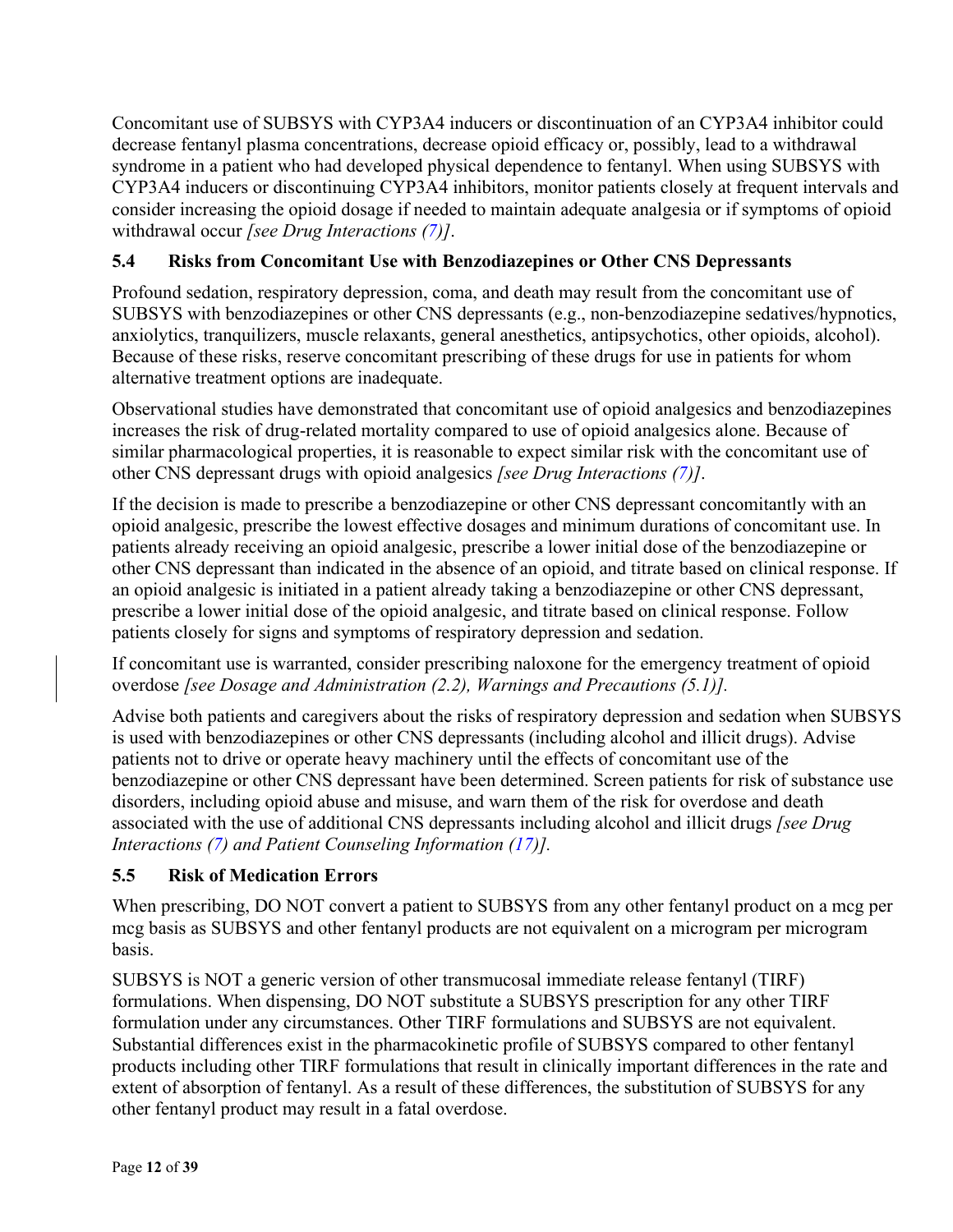Concomitant use of SUBSYS with CYP3A4 inducers or discontinuation of an CYP3A4 inhibitor could decrease fentanyl plasma concentrations, decrease opioid efficacy or, possibly, lead to a withdrawal syndrome in a patient who had developed physical dependence to fentanyl. When using SUBSYS with CYP3A4 inducers or discontinuing CYP3A4 inhibitors, monitor patients closely at frequent intervals and consider increasing the opioid dosage if needed to maintain adequate analgesia or if symptoms of opioid withdrawal occur *[see Drug Interactions (7)]*.

### 5.4 Risks from Concomitant Use with Benzodiazepines or Other CNS Depressants

Profound sedation, respiratory depression, coma, and death may result from the concomitant use of SUBSYS with benzodiazepines or other CNS depressants (e.g., non-benzodiazepine sedatives/hypnotics, anxiolytics, tranquilizers, muscle relaxants, general anesthetics, antipsychotics, other opioids, alcohol). Because of these risks, reserve concomitant prescribing of these drugs for use in patients for whom alternative treatment options are inadequate.

Observational studies have demonstrated that concomitant use of opioid analgesics and benzodiazepines increases the risk of drug-related mortality compared to use of opioid analgesics alone. Because of similar pharmacological properties, it is reasonable to expect similar risk with the concomitant use of other CNS depressant drugs with opioid analgesics *[see Drug Interactions (7)]*.

If the decision is made to prescribe a benzodiazepine or other CNS depressant concomitantly with an opioid analgesic, prescribe the lowest effective dosages and minimum durations of concomitant use. In patients already receiving an opioid analgesic, prescribe a lower initial dose of the benzodiazepine or other CNS depressant than indicated in the absence of an opioid, and titrate based on clinical response. If an opioid analgesic is initiated in a patient already taking a benzodiazepine or other CNS depressant, prescribe a lower initial dose of the opioid analgesic, and titrate based on clinical response. Follow patients closely for signs and symptoms of respiratory depression and sedation.

If concomitant use is warranted, consider prescribing naloxone for the emergency treatment of opioid overdose *[see Dosage and Administration (2.2), Warnings and Precautions (5.1)].*

Advise both patients and caregivers about the risks of respiratory depression and sedation when SUBSYS is used with benzodiazepines or other CNS depressants (including alcohol and illicit drugs). Advise patients not to drive or operate heavy machinery until the effects of concomitant use of the benzodiazepine or other CNS depressant have been determined. Screen patients for risk of substance use disorders, including opioid abuse and misuse, and warn them of the risk for overdose and death associated with the use of additional CNS depressants including alcohol and illicit drugs *[see Drug Interactions (7) and Patient Counseling Information (17)].*

### 5.5 Risk of Medication Errors

When prescribing, DO NOT convert a patient to SUBSYS from any other fentanyl product on a mcg per mcg basis as SUBSYS and other fentanyl products are not equivalent on a microgram per microgram basis.

SUBSYS is NOT a generic version of other transmucosal immediate release fentanyl (TIRF) formulations. When dispensing, DO NOT substitute a SUBSYS prescription for any other TIRF formulation under any circumstances. Other TIRF formulations and SUBSYS are not equivalent. Substantial differences exist in the pharmacokinetic profile of SUBSYS compared to other fentanyl products including other TIRF formulations that result in clinically important differences in the rate and extent of absorption of fentanyl. As a result of these differences, the substitution of SUBSYS for any other fentanyl product may result in a fatal overdose.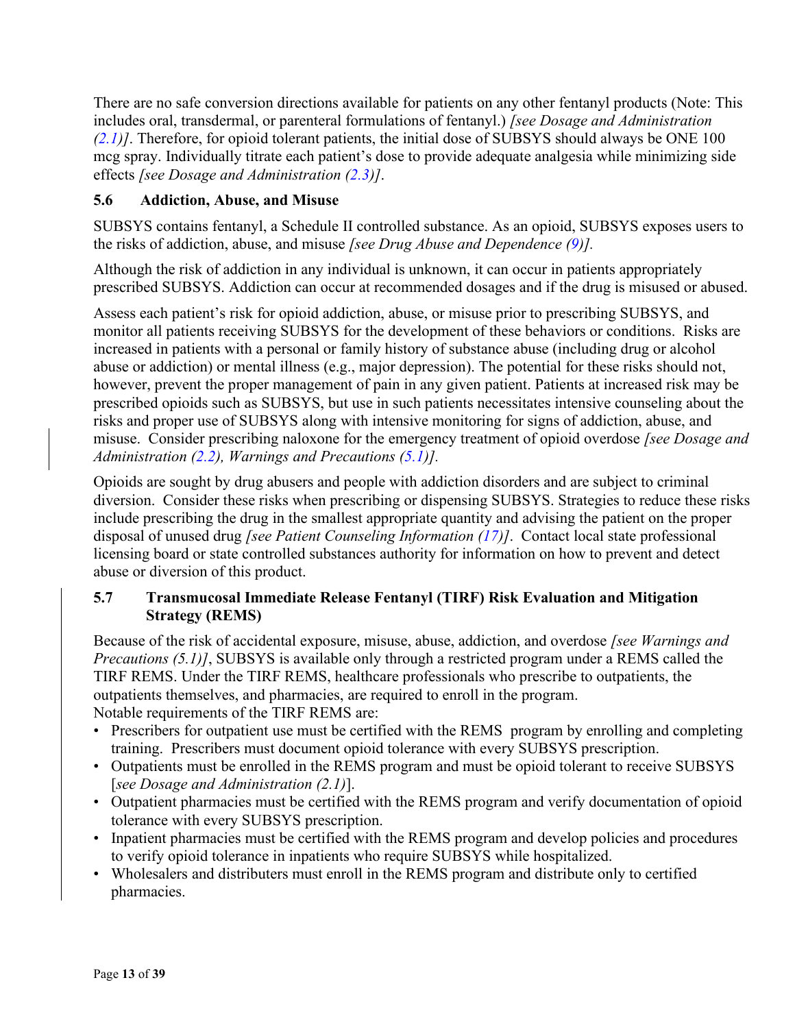There are no safe conversion directions available for patients on any other fentanyl products (Note: This includes oral, transdermal, or parenteral formulations of fentanyl.) *[see Dosage and Administration (2.1)]*. Therefore, for opioid tolerant patients, the initial dose of SUBSYS should always be ONE 100 mcg spray. Individually titrate each patient's dose to provide adequate analgesia while minimizing side effects *[see Dosage and Administration (2.3)]*.

### 5.6 Addiction, Abuse, and Misuse

SUBSYS contains fentanyl, a Schedule II controlled substance. As an opioid, SUBSYS exposes users to the risks of addiction, abuse, and misuse *[see Drug Abuse and Dependence (9)].*

Although the risk of addiction in any individual is unknown, it can occur in patients appropriately prescribed SUBSYS. Addiction can occur at recommended dosages and if the drug is misused or abused.

Assess each patient's risk for opioid addiction, abuse, or misuse prior to prescribing SUBSYS, and monitor all patients receiving SUBSYS for the development of these behaviors or conditions. Risks are increased in patients with a personal or family history of substance abuse (including drug or alcohol abuse or addiction) or mental illness (e.g., major depression). The potential for these risks should not, however, prevent the proper management of pain in any given patient. Patients at increased risk may be prescribed opioids such as SUBSYS, but use in such patients necessitates intensive counseling about the risks and proper use of SUBSYS along with intensive monitoring for signs of addiction, abuse, and misuse. Consider prescribing naloxone for the emergency treatment of opioid overdose *[see Dosage and Administration (2.2), Warnings and Precautions (5.1)].*

Opioids are sought by drug abusers and people with addiction disorders and are subject to criminal diversion. Consider these risks when prescribing or dispensing SUBSYS. Strategies to reduce these risks include prescribing the drug in the smallest appropriate quantity and advising the patient on the proper disposal of unused drug *[see Patient Counseling Information (17)]*. Contact local state professional licensing board or state controlled substances authority for information on how to prevent and detect abuse or diversion of this product.

### 5.7 Transmucosal Immediate Release Fentanyl (TIRF) Risk Evaluation and Mitigation Strategy (REMS)

Because of the risk of accidental exposure, misuse, abuse, addiction, and overdose *[see Warnings and Precautions (5.1)]*, SUBSYS is available only through a restricted program under a REMS called the TIRF REMS. Under the TIRF REMS, healthcare professionals who prescribe to outpatients, the outpatients themselves, and pharmacies, are required to enroll in the program.
Notable requirements of the TIRF REMS are:

- Prescribers for outpatient use must be certified with the REMS program by enrolling and completing training. Prescribers must document opioid tolerance with every SUBSYS prescription.
- Outpatients must be enrolled in the REMS program and must be opioid tolerant to receive SUBSYS [*see Dosage and Administration (2.1)*].
- Outpatient pharmacies must be certified with the REMS program and verify documentation of opioid tolerance with every SUBSYS prescription.
- Inpatient pharmacies must be certified with the REMS program and develop policies and procedures to verify opioid tolerance in inpatients who require SUBSYS while hospitalized.
- Wholesalers and distributers must enroll in the REMS program and distribute only to certified pharmacies.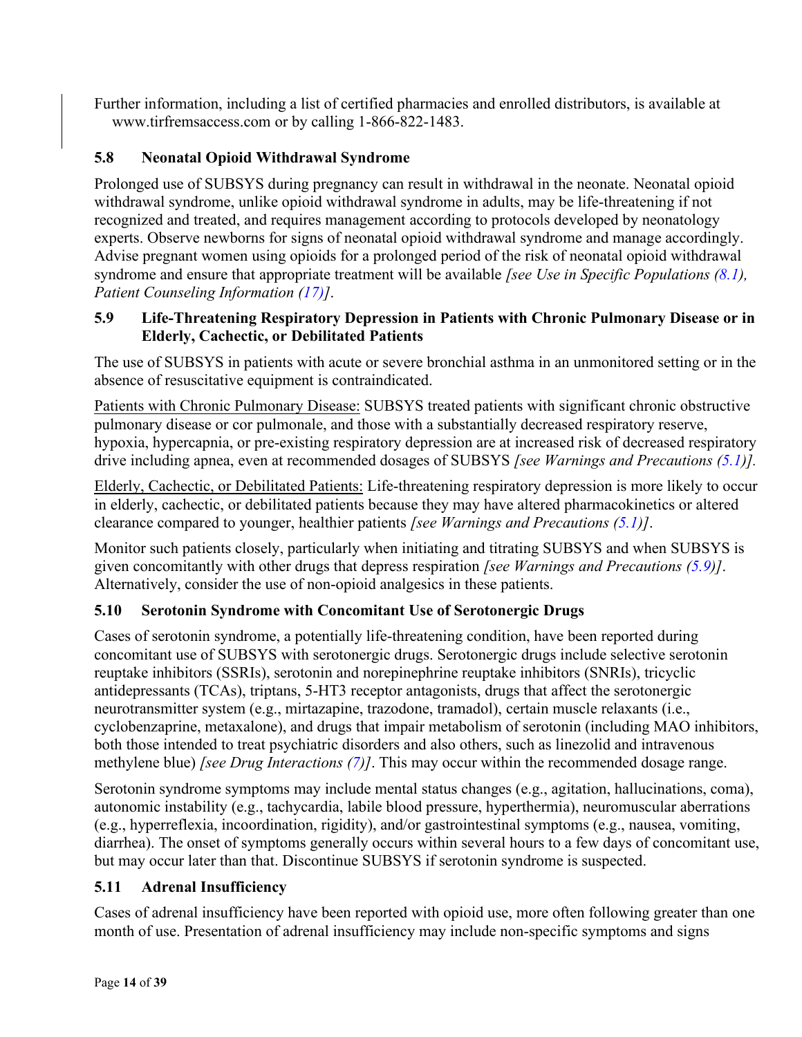Further information, including a list of certified pharmacies and enrolled distributors, is available at www.tirfremsaccess.com or by calling 1-866-822-1483.

### 5.8 Neonatal Opioid Withdrawal Syndrome

Prolonged use of SUBSYS during pregnancy can result in withdrawal in the neonate. Neonatal opioid withdrawal syndrome, unlike opioid withdrawal syndrome in adults, may be life-threatening if not recognized and treated, and requires management according to protocols developed by neonatology experts. Observe newborns for signs of neonatal opioid withdrawal syndrome and manage accordingly. Advise pregnant women using opioids for a prolonged period of the risk of neonatal opioid withdrawal syndrome and ensure that appropriate treatment will be available *[see Use in Specific Populations (8.1), Patient Counseling Information (17)]*.

### 5.9 Life-Threatening Respiratory Depression in Patients with Chronic Pulmonary Disease or in Elderly, Cachectic, or Debilitated Patients

The use of SUBSYS in patients with acute or severe bronchial asthma in an unmonitored setting or in the absence of resuscitative equipment is contraindicated.

Patients with Chronic Pulmonary Disease: SUBSYS treated patients with significant chronic obstructive pulmonary disease or cor pulmonale, and those with a substantially decreased respiratory reserve, hypoxia, hypercapnia, or pre-existing respiratory depression are at increased risk of decreased respiratory drive including apnea, even at recommended dosages of SUBSYS *[see Warnings and Precautions (5.1)].*

Elderly, Cachectic, or Debilitated Patients: Life-threatening respiratory depression is more likely to occur in elderly, cachectic, or debilitated patients because they may have altered pharmacokinetics or altered clearance compared to younger, healthier patients *[see Warnings and Precautions (5.1)]*.

Monitor such patients closely, particularly when initiating and titrating SUBSYS and when SUBSYS is given concomitantly with other drugs that depress respiration *[see Warnings and Precautions (5.9)]*. Alternatively, consider the use of non-opioid analgesics in these patients.

### 5.10 Serotonin Syndrome with Concomitant Use of Serotonergic Drugs

Cases of serotonin syndrome, a potentially life-threatening condition, have been reported during concomitant use of SUBSYS with serotonergic drugs. Serotonergic drugs include selective serotonin reuptake inhibitors (SSRIs), serotonin and norepinephrine reuptake inhibitors (SNRIs), tricyclic antidepressants (TCAs), triptans, 5-HT3 receptor antagonists, drugs that affect the serotonergic neurotransmitter system (e.g., mirtazapine, trazodone, tramadol), certain muscle relaxants (i.e., cyclobenzaprine, metaxalone), and drugs that impair metabolism of serotonin (including MAO inhibitors, both those intended to treat psychiatric disorders and also others, such as linezolid and intravenous methylene blue) *[see Drug Interactions (7)]*. This may occur within the recommended dosage range.

Serotonin syndrome symptoms may include mental status changes (e.g., agitation, hallucinations, coma), autonomic instability (e.g., tachycardia, labile blood pressure, hyperthermia), neuromuscular aberrations (e.g., hyperreflexia, incoordination, rigidity), and/or gastrointestinal symptoms (e.g., nausea, vomiting, diarrhea). The onset of symptoms generally occurs within several hours to a few days of concomitant use, but may occur later than that. Discontinue SUBSYS if serotonin syndrome is suspected.

### 5.11 Adrenal Insufficiency

Cases of adrenal insufficiency have been reported with opioid use, more often following greater than one month of use. Presentation of adrenal insufficiency may include non-specific symptoms and signs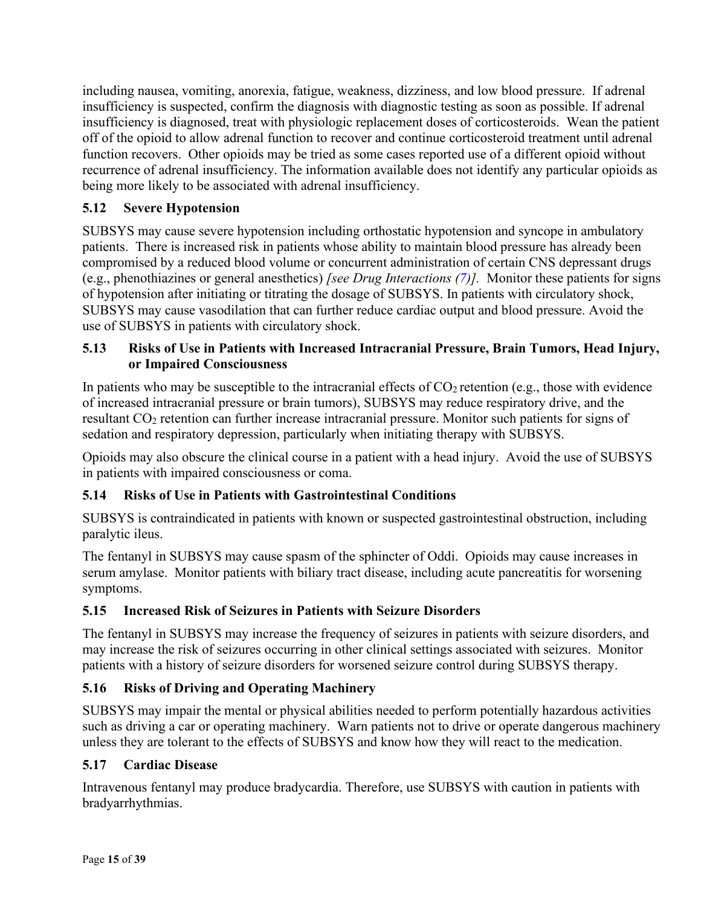including nausea, vomiting, anorexia, fatigue, weakness, dizziness, and low blood pressure. If adrenal insufficiency is suspected, confirm the diagnosis with diagnostic testing as soon as possible. If adrenal insufficiency is diagnosed, treat with physiologic replacement doses of corticosteroids. Wean the patient off of the opioid to allow adrenal function to recover and continue corticosteroid treatment until adrenal function recovers. Other opioids may be tried as some cases reported use of a different opioid without recurrence of adrenal insufficiency. The information available does not identify any particular opioids as being more likely to be associated with adrenal insufficiency.

### 5.12 Severe Hypotension

SUBSYS may cause severe hypotension including orthostatic hypotension and syncope in ambulatory patients. There is increased risk in patients whose ability to maintain blood pressure has already been compromised by a reduced blood volume or concurrent administration of certain CNS depressant drugs (e.g., phenothiazines or general anesthetics) *[see Drug Interactions (7)].* Monitor these patients for signs of hypotension after initiating or titrating the dosage of SUBSYS. In patients with circulatory shock, SUBSYS may cause vasodilation that can further reduce cardiac output and blood pressure. Avoid the use of SUBSYS in patients with circulatory shock.

### 5.13 Risks of Use in Patients with Increased Intracranial Pressure, Brain Tumors, Head Injury, or Impaired Consciousness

In patients who may be susceptible to the intracranial effects of $CO_2$ retention (e.g., those with evidence of increased intracranial pressure or brain tumors), SUBSYS may reduce respiratory drive, and the resultant $CO_2$ retention can further increase intracranial pressure. Monitor such patients for signs of sedation and respiratory depression, particularly when initiating therapy with SUBSYS.

Opioids may also obscure the clinical course in a patient with a head injury. Avoid the use of SUBSYS in patients with impaired consciousness or coma.

### 5.14 Risks of Use in Patients with Gastrointestinal Conditions

SUBSYS is contraindicated in patients with known or suspected gastrointestinal obstruction, including paralytic ileus.

The fentanyl in SUBSYS may cause spasm of the sphincter of Oddi. Opioids may cause increases in serum amylase. Monitor patients with biliary tract disease, including acute pancreatitis for worsening symptoms.

### 5.15 Increased Risk of Seizures in Patients with Seizure Disorders

The fentanyl in SUBSYS may increase the frequency of seizures in patients with seizure disorders, and may increase the risk of seizures occurring in other clinical settings associated with seizures. Monitor patients with a history of seizure disorders for worsened seizure control during SUBSYS therapy.

### 5.16 Risks of Driving and Operating Machinery

SUBSYS may impair the mental or physical abilities needed to perform potentially hazardous activities such as driving a car or operating machinery. Warn patients not to drive or operate dangerous machinery unless they are tolerant to the effects of SUBSYS and know how they will react to the medication.

### 5.17 Cardiac Disease

Intravenous fentanyl may produce bradycardia. Therefore, use SUBSYS with caution in patients with bradyarrhythmias.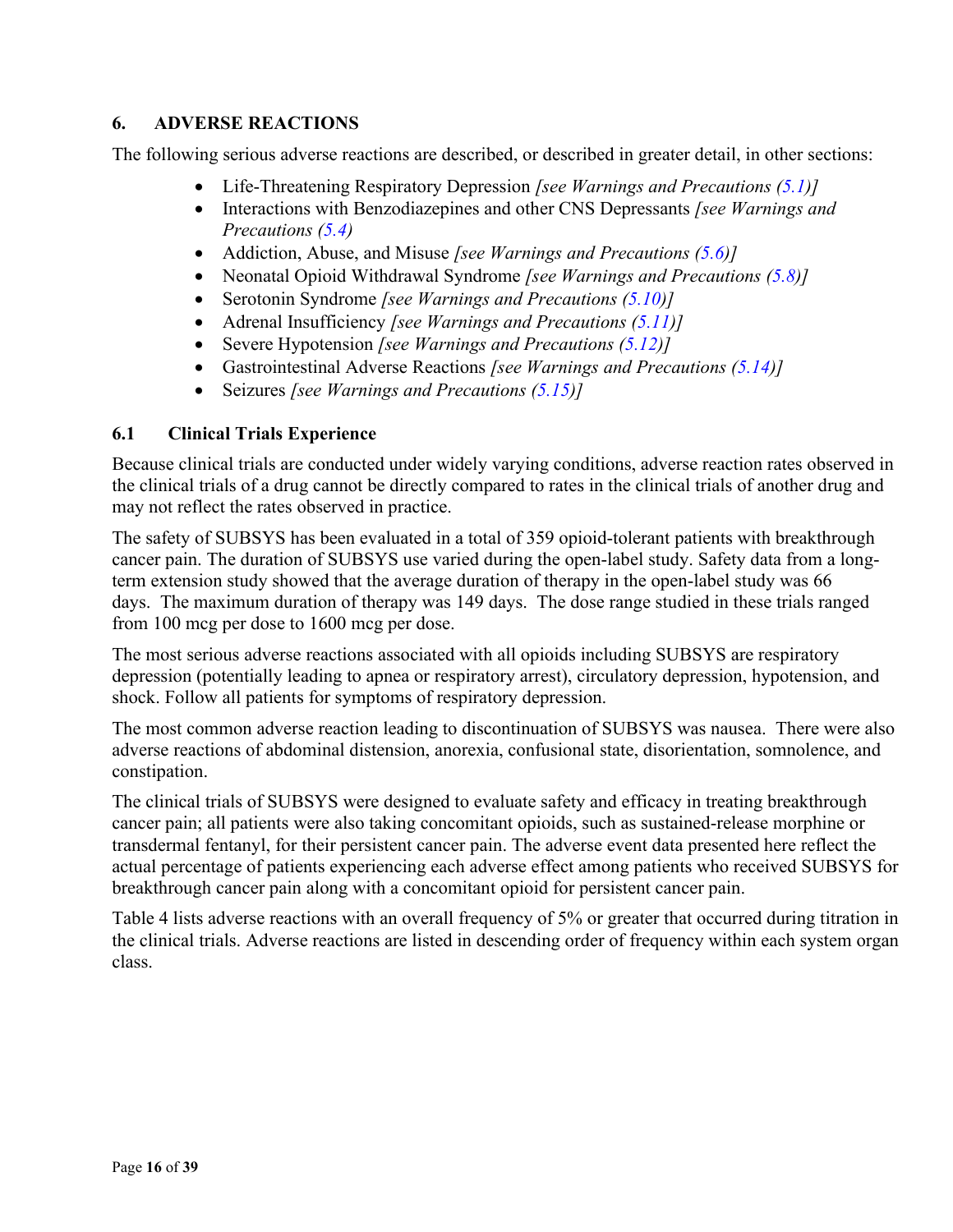## 6. ADVERSE REACTIONS

The following serious adverse reactions are described, or described in greater detail, in other sections:

- Life-Threatening Respiratory Depression *[see Warnings and Precautions (5.1)]*
- Interactions with Benzodiazepines and other CNS Depressants *[see Warnings and Precautions (5.4)*
- Addiction, Abuse, and Misuse *[see Warnings and Precautions (5.6)]*
- Neonatal Opioid Withdrawal Syndrome *[see Warnings and Precautions (5.8)]*
- Serotonin Syndrome *[see Warnings and Precautions (5.10)]*
- Adrenal Insufficiency *[see Warnings and Precautions (5.11)]*
- Severe Hypotension *[see Warnings and Precautions (5.12)]*
- Gastrointestinal Adverse Reactions *[see Warnings and Precautions (5.14)]*
- Seizures *[see Warnings and Precautions (5.15)]*

### 6.1 Clinical Trials Experience

Because clinical trials are conducted under widely varying conditions, adverse reaction rates observed in the clinical trials of a drug cannot be directly compared to rates in the clinical trials of another drug and may not reflect the rates observed in practice.

The safety of SUBSYS has been evaluated in a total of 359 opioid-tolerant patients with breakthrough cancer pain. The duration of SUBSYS use varied during the open-label study. Safety data from a long-term extension study showed that the average duration of therapy in the open-label study was 66 days. The maximum duration of therapy was 149 days. The dose range studied in these trials ranged from 100 mcg per dose to 1600 mcg per dose.

The most serious adverse reactions associated with all opioids including SUBSYS are respiratory depression (potentially leading to apnea or respiratory arrest), circulatory depression, hypotension, and shock. Follow all patients for symptoms of respiratory depression.

The most common adverse reaction leading to discontinuation of SUBSYS was nausea. There were also adverse reactions of abdominal distension, anorexia, confusional state, disorientation, somnolence, and constipation.

The clinical trials of SUBSYS were designed to evaluate safety and efficacy in treating breakthrough cancer pain; all patients were also taking concomitant opioids, such as sustained-release morphine or transdermal fentanyl, for their persistent cancer pain. The adverse event data presented here reflect the actual percentage of patients experiencing each adverse effect among patients who received SUBSYS for breakthrough cancer pain along with a concomitant opioid for persistent cancer pain.

Table 4 lists adverse reactions with an overall frequency of 5% or greater that occurred during titration in the clinical trials. Adverse reactions are listed in descending order of frequency within each system organ class.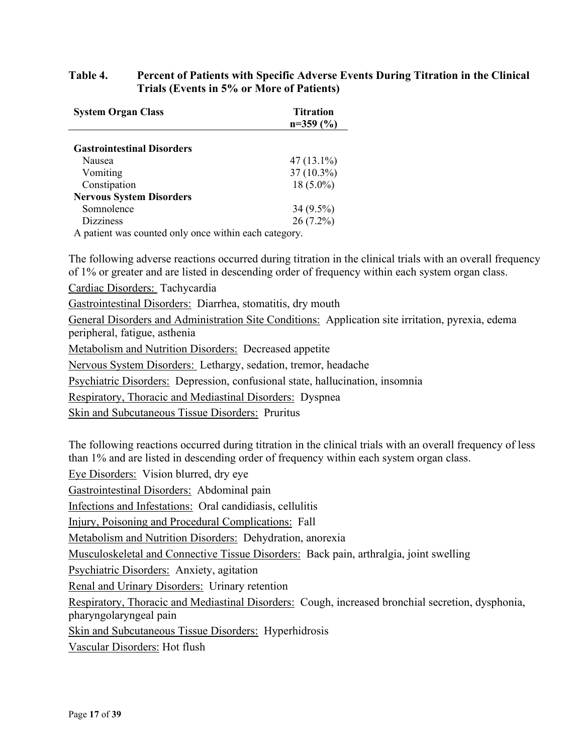**Table 4. Percent of Patients with Specific Adverse Events During Titration in the Clinical Trials (Events in 5% or More of Patients)**

| System Organ Class | Titration n=359 (%) |
|---|---|
| **Gastrointestinal Disorders** | |
| Nausea | 47 (13.1%) |
| Vomiting | 37 (10.3%) |
| Constipation | 18 (5.0%) |
| **Nervous System Disorders** | |
| Somnolence | 34 (9.5%) |
| Dizziness | 26 (7.2%) |

A patient was counted only once within each category.

The following adverse reactions occurred during titration in the clinical trials with an overall frequency of 1% or greater and are listed in descending order of frequency within each system organ class.

<u>Cardiac Disorders:</u> Tachycardia

<u>Gastrointestinal Disorders:</u> Diarrhea, stomatitis, dry mouth

<u>General Disorders and Administration Site Conditions:</u> Application site irritation, pyrexia, edema peripheral, fatigue, asthenia

<u>Metabolism and Nutrition Disorders:</u> Decreased appetite

<u>Nervous System Disorders:</u> Lethargy, sedation, tremor, headache

<u>Psychiatric Disorders:</u> Depression, confusional state, hallucination, insomnia

<u>Respiratory, Thoracic and Mediastinal Disorders:</u> Dyspnea

<u>Skin and Subcutaneous Tissue Disorders:</u> Pruritus

The following reactions occurred during titration in the clinical trials with an overall frequency of less than 1% and are listed in descending order of frequency within each system organ class.

<u>Eye Disorders:</u> Vision blurred, dry eye

<u>Gastrointestinal Disorders:</u> Abdominal pain

<u>Infections and Infestations:</u> Oral candidiasis, cellulitis

<u>Injury, Poisoning and Procedural Complications:</u> Fall

<u>Metabolism and Nutrition Disorders:</u> Dehydration, anorexia

<u>Musculoskeletal and Connective Tissue Disorders:</u> Back pain, arthralgia, joint swelling

<u>Psychiatric Disorders:</u> Anxiety, agitation

<u>Renal and Urinary Disorders:</u> Urinary retention

<u>Respiratory, Thoracic and Mediastinal Disorders:</u> Cough, increased bronchial secretion, dysphonia, pharyngolaryngeal pain

<u>Skin and Subcutaneous Tissue Disorders:</u> Hyperhidrosis

<u>Vascular Disorders:</u> Hot flush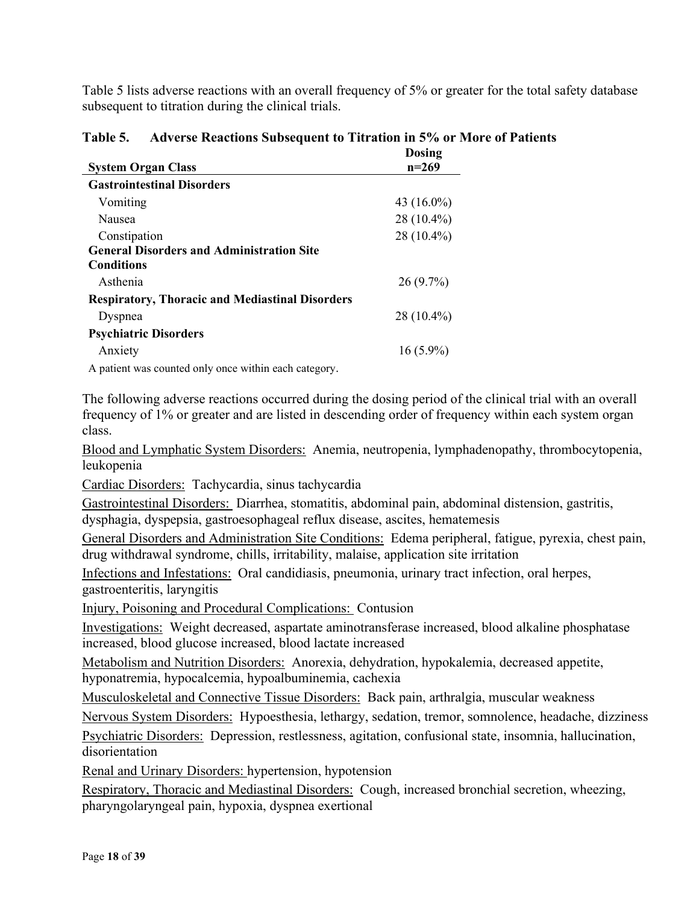Table 5 lists adverse reactions with an overall frequency of 5% or greater for the total safety database subsequent to titration during the clinical trials.

**Table 5. Adverse Reactions Subsequent to Titration in 5% or More of Patients**

| System Organ Class | Dosing n=269 |
|---|---|
| **Gastrointestinal Disorders** | |
| Vomiting | 43 (16.0%) |
| Nausea | 28 (10.4%) |
| Constipation | 28 (10.4%) |
| **General Disorders and Administration Site Conditions** | |
| Asthenia | 26 (9.7%) |
| **Respiratory, Thoracic and Mediastinal Disorders** | |
| Dyspnea | 28 (10.4%) |
| **Psychiatric Disorders** | |
| Anxiety | 16 (5.9%) |

A patient was counted only once within each category.

The following adverse reactions occurred during the dosing period of the clinical trial with an overall frequency of 1% or greater and are listed in descending order of frequency within each system organ class.

Blood and Lymphatic System Disorders: Anemia, neutropenia, lymphadenopathy, thrombocytopenia, leukopenia

Cardiac Disorders: Tachycardia, sinus tachycardia

Gastrointestinal Disorders: Diarrhea, stomatitis, abdominal pain, abdominal distension, gastritis, dysphagia, dyspepsia, gastroesophageal reflux disease, ascites, hematemesis

General Disorders and Administration Site Conditions: Edema peripheral, fatigue, pyrexia, chest pain, drug withdrawal syndrome, chills, irritability, malaise, application site irritation

Infections and Infestations: Oral candidiasis, pneumonia, urinary tract infection, oral herpes, gastroenteritis, laryngitis

Injury, Poisoning and Procedural Complications: Contusion

Investigations: Weight decreased, aspartate aminotransferase increased, blood alkaline phosphatase increased, blood glucose increased, blood lactate increased

Metabolism and Nutrition Disorders: Anorexia, dehydration, hypokalemia, decreased appetite, hyponatremia, hypocalcemia, hypoalbuminemia, cachexia

Musculoskeletal and Connective Tissue Disorders: Back pain, arthralgia, muscular weakness

Nervous System Disorders: Hypoesthesia, lethargy, sedation, tremor, somnolence, headache, dizziness

Psychiatric Disorders: Depression, restlessness, agitation, confusional state, insomnia, hallucination, disorientation

Renal and Urinary Disorders: hypertension, hypotension

Respiratory, Thoracic and Mediastinal Disorders: Cough, increased bronchial secretion, wheezing, pharyngolaryngeal pain, hypoxia, dyspnea exertional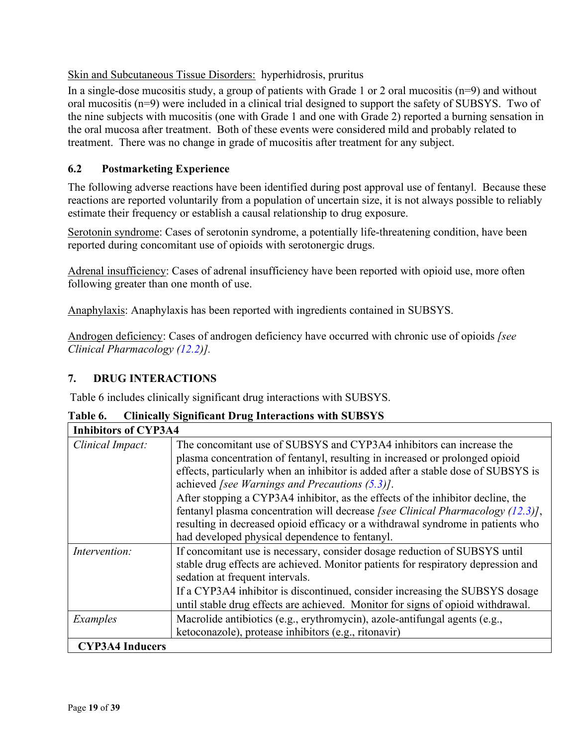<u>Skin and Subcutaneous Tissue Disorders:</u> hyperhidrosis, pruritus

In a single-dose mucositis study, a group of patients with Grade 1 or 2 oral mucositis (n=9) and without oral mucositis (n=9) were included in a clinical trial designed to support the safety of SUBSYS. Two of the nine subjects with mucositis (one with Grade 1 and one with Grade 2) reported a burning sensation in the oral mucosa after treatment. Both of these events were considered mild and probably related to treatment. There was no change in grade of mucositis after treatment for any subject.

### 6.2 Postmarketing Experience

The following adverse reactions have been identified during post approval use of fentanyl. Because these reactions are reported voluntarily from a population of uncertain size, it is not always possible to reliably estimate their frequency or establish a causal relationship to drug exposure.

<u>Serotonin syndrome</u>: Cases of serotonin syndrome, a potentially life-threatening condition, have been reported during concomitant use of opioids with serotonergic drugs.

<u>Adrenal insufficiency</u>: Cases of adrenal insufficiency have been reported with opioid use, more often following greater than one month of use.

<u>Anaphylaxis</u>: Anaphylaxis has been reported with ingredients contained in SUBSYS.

<u>Androgen deficiency</u>: Cases of androgen deficiency have occurred with chronic use of opioids *[see Clinical Pharmacology (12.2)].*

## 7. DRUG INTERACTIONS

Table 6 includes clinically significant drug interactions with SUBSYS.

**Table 6. Clinically Significant Drug Interactions with SUBSYS**

| **Inhibitors of CYP3A4** | |
|---|---|
| *Clinical Impact:* | The concomitant use of SUBSYS and CYP3A4 inhibitors can increase the plasma concentration of fentanyl, resulting in increased or prolonged opioid effects, particularly when an inhibitor is added after a stable dose of SUBSYS is achieved *[see Warnings and Precautions (5.3)]*. After stopping a CYP3A4 inhibitor, as the effects of the inhibitor decline, the fentanyl plasma concentration will decrease *[see Clinical Pharmacology (12.3)]*, resulting in decreased opioid efficacy or a withdrawal syndrome in patients who had developed physical dependence to fentanyl. |
| *Intervention:* | If concomitant use is necessary, consider dosage reduction of SUBSYS until stable drug effects are achieved. Monitor patients for respiratory depression and sedation at frequent intervals. If a CYP3A4 inhibitor is discontinued, consider increasing the SUBSYS dosage until stable drug effects are achieved. Monitor for signs of opioid withdrawal. |
| *Examples* | Macrolide antibiotics (e.g., erythromycin), azole-antifungal agents (e.g., ketoconazole), protease inhibitors (e.g., ritonavir) |
| **CYP3A4 Inducers** | |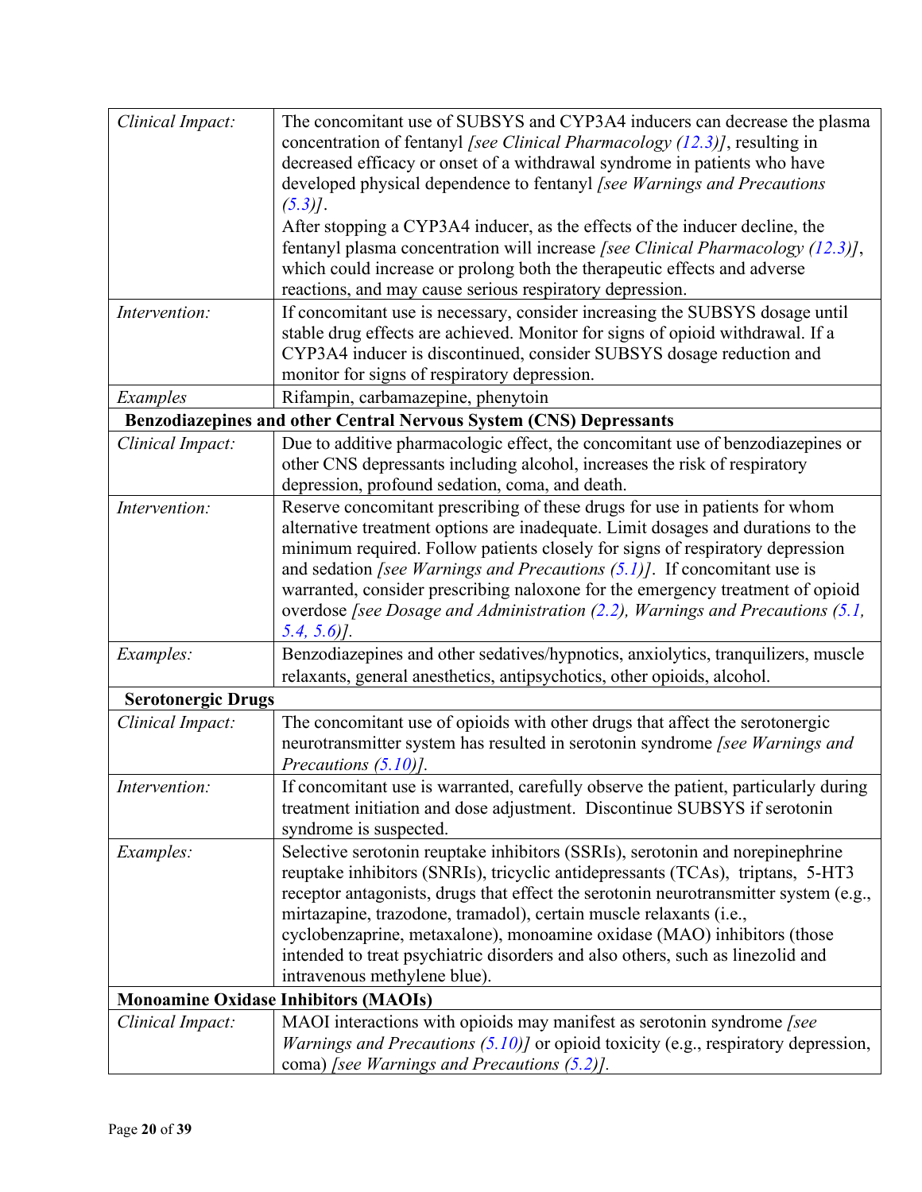| | |
|---|---|
| *Clinical Impact:* | The concomitant use of SUBSYS and CYP3A4 inducers can decrease the plasma concentration of fentanyl *[see Clinical Pharmacology (12.3)]*, resulting in decreased efficacy or onset of a withdrawal syndrome in patients who have developed physical dependence to fentanyl *[see Warnings and Precautions (5.3)]*. After stopping a CYP3A4 inducer, as the effects of the inducer decline, the fentanyl plasma concentration will increase *[see Clinical Pharmacology (12.3)]*, which could increase or prolong both the therapeutic effects and adverse reactions, and may cause serious respiratory depression. |
| *Intervention:* | If concomitant use is necessary, consider increasing the SUBSYS dosage until stable drug effects are achieved. Monitor for signs of opioid withdrawal. If a CYP3A4 inducer is discontinued, consider SUBSYS dosage reduction and monitor for signs of respiratory depression. |
| *Examples* | Rifampin, carbamazepine, phenytoin |
| **Benzodiazepines and other Central Nervous System (CNS) Depressants** | |
| *Clinical Impact:* | Due to additive pharmacologic effect, the concomitant use of benzodiazepines or other CNS depressants including alcohol, increases the risk of respiratory depression, profound sedation, coma, and death. |
| *Intervention:* | Reserve concomitant prescribing of these drugs for use in patients for whom alternative treatment options are inadequate. Limit dosages and durations to the minimum required. Follow patients closely for signs of respiratory depression and sedation *[see Warnings and Precautions (5.1)]*. If concomitant use is warranted, consider prescribing naloxone for the emergency treatment of opioid overdose *[see Dosage and Administration (2.2), Warnings and Precautions (5.1, 5.4, 5.6)]*. |
| *Examples:* | Benzodiazepines and other sedatives/hypnotics, anxiolytics, tranquilizers, muscle relaxants, general anesthetics, antipsychotics, other opioids, alcohol. |
| **Serotonergic Drugs** | |
| *Clinical Impact:* | The concomitant use of opioids with other drugs that affect the serotonergic neurotransmitter system has resulted in serotonin syndrome *[see Warnings and Precautions (5.10)].* |
| *Intervention:* | If concomitant use is warranted, carefully observe the patient, particularly during treatment initiation and dose adjustment. Discontinue SUBSYS if serotonin syndrome is suspected. |
| *Examples:* | Selective serotonin reuptake inhibitors (SSRIs), serotonin and norepinephrine reuptake inhibitors (SNRIs), tricyclic antidepressants (TCAs), triptans, 5-HT3 receptor antagonists, drugs that effect the serotonin neurotransmitter system (e.g., mirtazapine, trazodone, tramadol), certain muscle relaxants (i.e., cyclobenzaprine, metaxalone), monoamine oxidase (MAO) inhibitors (those intended to treat psychiatric disorders and also others, such as linezolid and intravenous methylene blue). |
| **Monoamine Oxidase Inhibitors (MAOIs)** | |
| *Clinical Impact:* | MAOI interactions with opioids may manifest as serotonin syndrome *[see Warnings and Precautions (5.10)]* or opioid toxicity (e.g., respiratory depression, coma) *[see Warnings and Precautions (5.2)].* |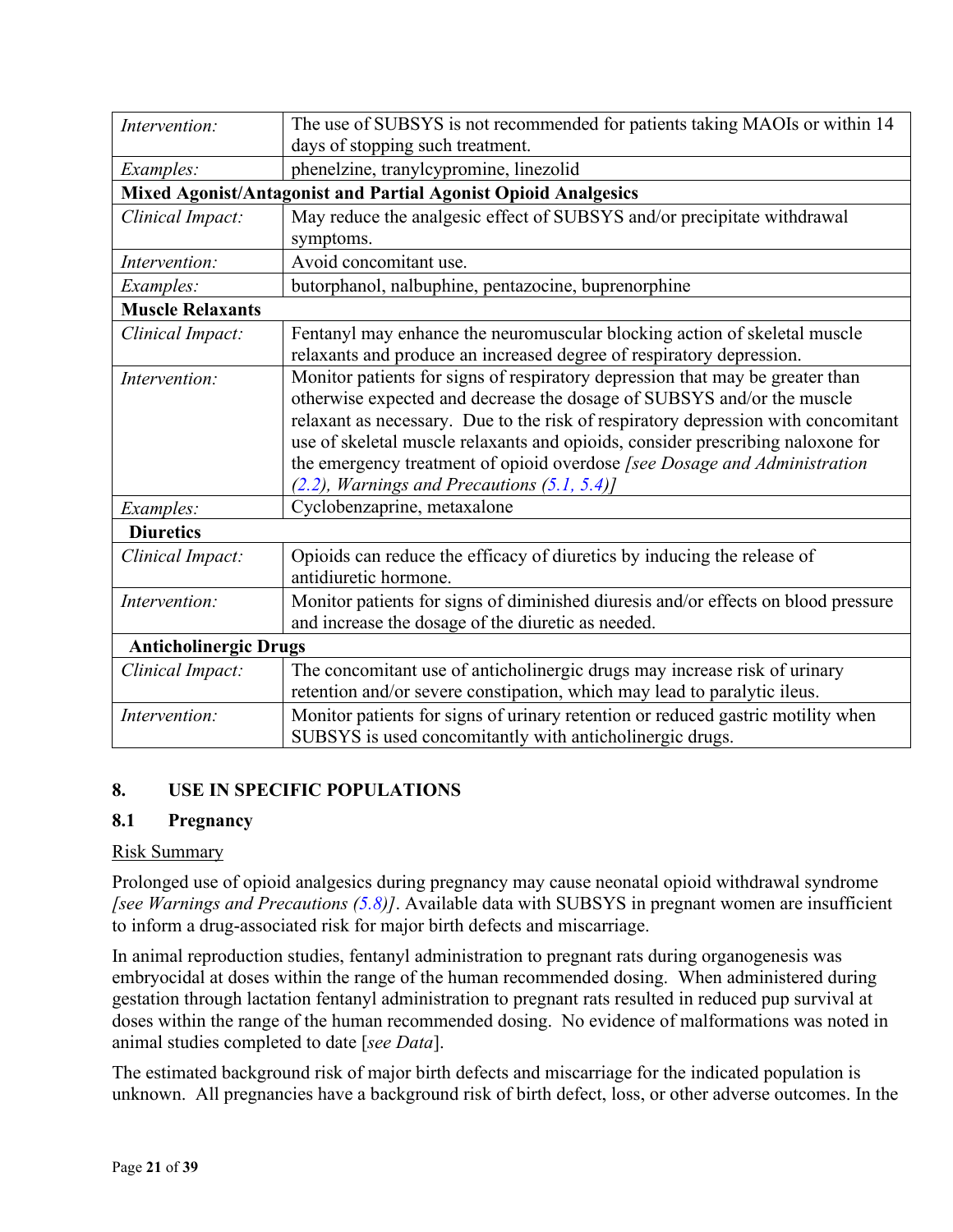| | |
|---|---|
| *Intervention:* | The use of SUBSYS is not recommended for patients taking MAOIs or within 14 days of stopping such treatment. |
| *Examples:* | phenelzine, tranylcypromine, linezolid |
| **Mixed Agonist/Antagonist and Partial Agonist Opioid Analgesics** | |
| *Clinical Impact:* | May reduce the analgesic effect of SUBSYS and/or precipitate withdrawal symptoms. |
| *Intervention:* | Avoid concomitant use. |
| *Examples:* | butorphanol, nalbuphine, pentazocine, buprenorphine |
| **Muscle Relaxants** | |
| *Clinical Impact:* | Fentanyl may enhance the neuromuscular blocking action of skeletal muscle relaxants and produce an increased degree of respiratory depression. |
| *Intervention:* | Monitor patients for signs of respiratory depression that may be greater than otherwise expected and decrease the dosage of SUBSYS and/or the muscle relaxant as necessary. Due to the risk of respiratory depression with concomitant use of skeletal muscle relaxants and opioids, consider prescribing naloxone for the emergency treatment of opioid overdose *[see Dosage and Administration (2.2), Warnings and Precautions (5.1, 5.4)]* |
| *Examples:* | Cyclobenzaprine, metaxalone |
| **Diuretics** | |
| *Clinical Impact:* | Opioids can reduce the efficacy of diuretics by inducing the release of antidiuretic hormone. |
| *Intervention:* | Monitor patients for signs of diminished diuresis and/or effects on blood pressure and increase the dosage of the diuretic as needed. |
| **Anticholinergic Drugs** | |
| *Clinical Impact:* | The concomitant use of anticholinergic drugs may increase risk of urinary retention and/or severe constipation, which may lead to paralytic ileus. |
| *Intervention:* | Monitor patients for signs of urinary retention or reduced gastric motility when SUBSYS is used concomitantly with anticholinergic drugs. |

## 8. USE IN SPECIFIC POPULATIONS

### 8.1 Pregnancy

Risk Summary

Prolonged use of opioid analgesics during pregnancy may cause neonatal opioid withdrawal syndrome *[see Warnings and Precautions (5.8)]*. Available data with SUBSYS in pregnant women are insufficient to inform a drug-associated risk for major birth defects and miscarriage.

In animal reproduction studies, fentanyl administration to pregnant rats during organogenesis was embryocidal at doses within the range of the human recommended dosing. When administered during gestation through lactation fentanyl administration to pregnant rats resulted in reduced pup survival at doses within the range of the human recommended dosing. No evidence of malformations was noted in animal studies completed to date [*see Data*].

The estimated background risk of major birth defects and miscarriage for the indicated population is unknown. All pregnancies have a background risk of birth defect, loss, or other adverse outcomes. In the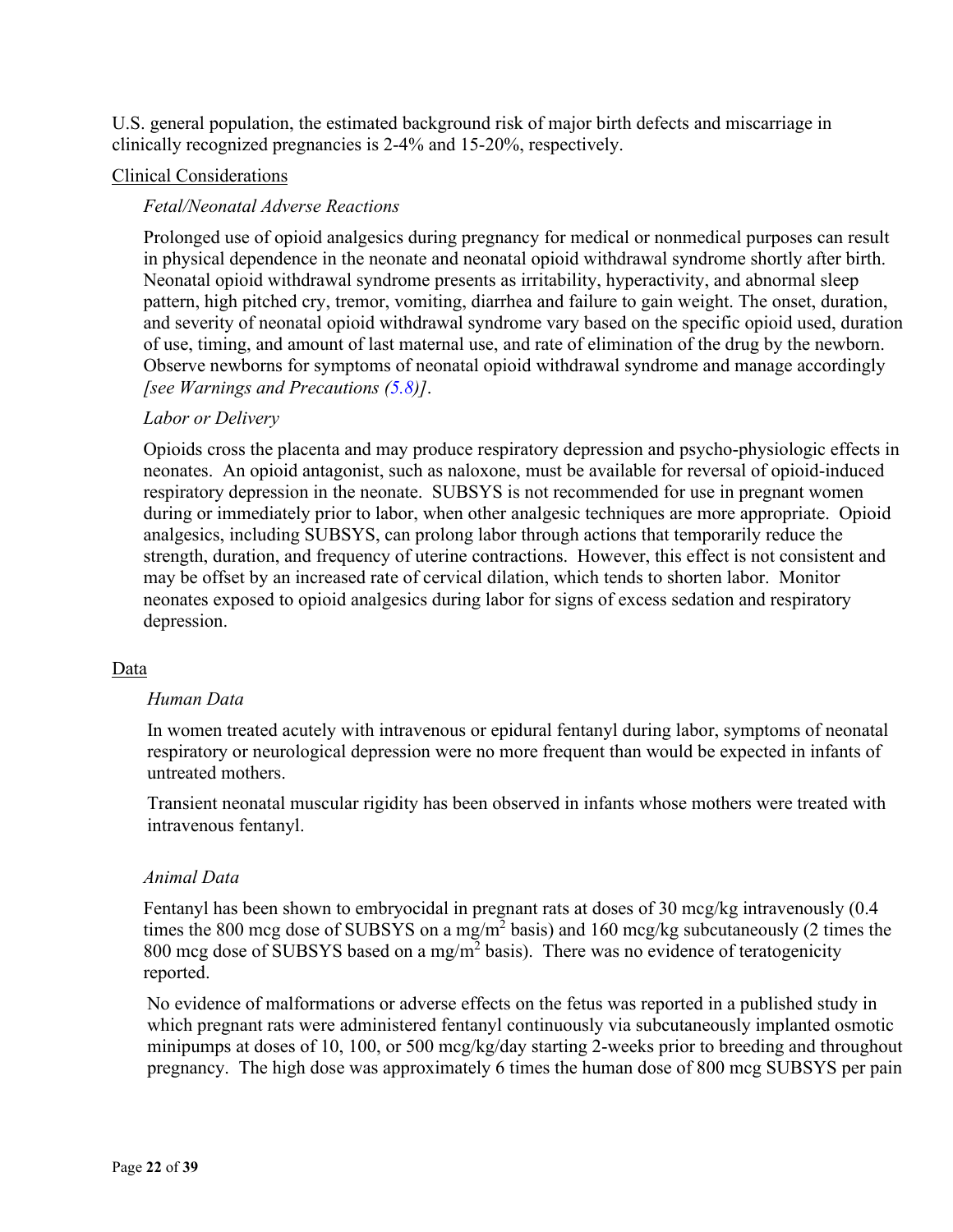U.S. general population, the estimated background risk of major birth defects and miscarriage in clinically recognized pregnancies is 2-4% and 15-20%, respectively.

Clinical Considerations

*Fetal/Neonatal Adverse Reactions*

Prolonged use of opioid analgesics during pregnancy for medical or nonmedical purposes can result in physical dependence in the neonate and neonatal opioid withdrawal syndrome shortly after birth. Neonatal opioid withdrawal syndrome presents as irritability, hyperactivity, and abnormal sleep pattern, high pitched cry, tremor, vomiting, diarrhea and failure to gain weight. The onset, duration, and severity of neonatal opioid withdrawal syndrome vary based on the specific opioid used, duration of use, timing, and amount of last maternal use, and rate of elimination of the drug by the newborn. Observe newborns for symptoms of neonatal opioid withdrawal syndrome and manage accordingly *[see Warnings and Precautions (5.8)]*.

*Labor or Delivery*

Opioids cross the placenta and may produce respiratory depression and psycho-physiologic effects in neonates. An opioid antagonist, such as naloxone, must be available for reversal of opioid-induced respiratory depression in the neonate. SUBSYS is not recommended for use in pregnant women during or immediately prior to labor, when other analgesic techniques are more appropriate. Opioid analgesics, including SUBSYS, can prolong labor through actions that temporarily reduce the strength, duration, and frequency of uterine contractions. However, this effect is not consistent and may be offset by an increased rate of cervical dilation, which tends to shorten labor. Monitor neonates exposed to opioid analgesics during labor for signs of excess sedation and respiratory depression.

Data

*Human Data*

In women treated acutely with intravenous or epidural fentanyl during labor, symptoms of neonatal respiratory or neurological depression were no more frequent than would be expected in infants of untreated mothers.

Transient neonatal muscular rigidity has been observed in infants whose mothers were treated with intravenous fentanyl.

*Animal Data*

Fentanyl has been shown to embryocidal in pregnant rats at doses of 30 mcg/kg intravenously (0.4 times the 800 mcg dose of SUBSYS on a mg/$m^2$ basis) and 160 mcg/kg subcutaneously (2 times the 800 mcg dose of SUBSYS based on a mg/$m^2$ basis). There was no evidence of teratogenicity reported.

No evidence of malformations or adverse effects on the fetus was reported in a published study in which pregnant rats were administered fentanyl continuously via subcutaneously implanted osmotic minipumps at doses of 10, 100, or 500 mcg/kg/day starting 2-weeks prior to breeding and throughout pregnancy. The high dose was approximately 6 times the human dose of 800 mcg SUBSYS per pain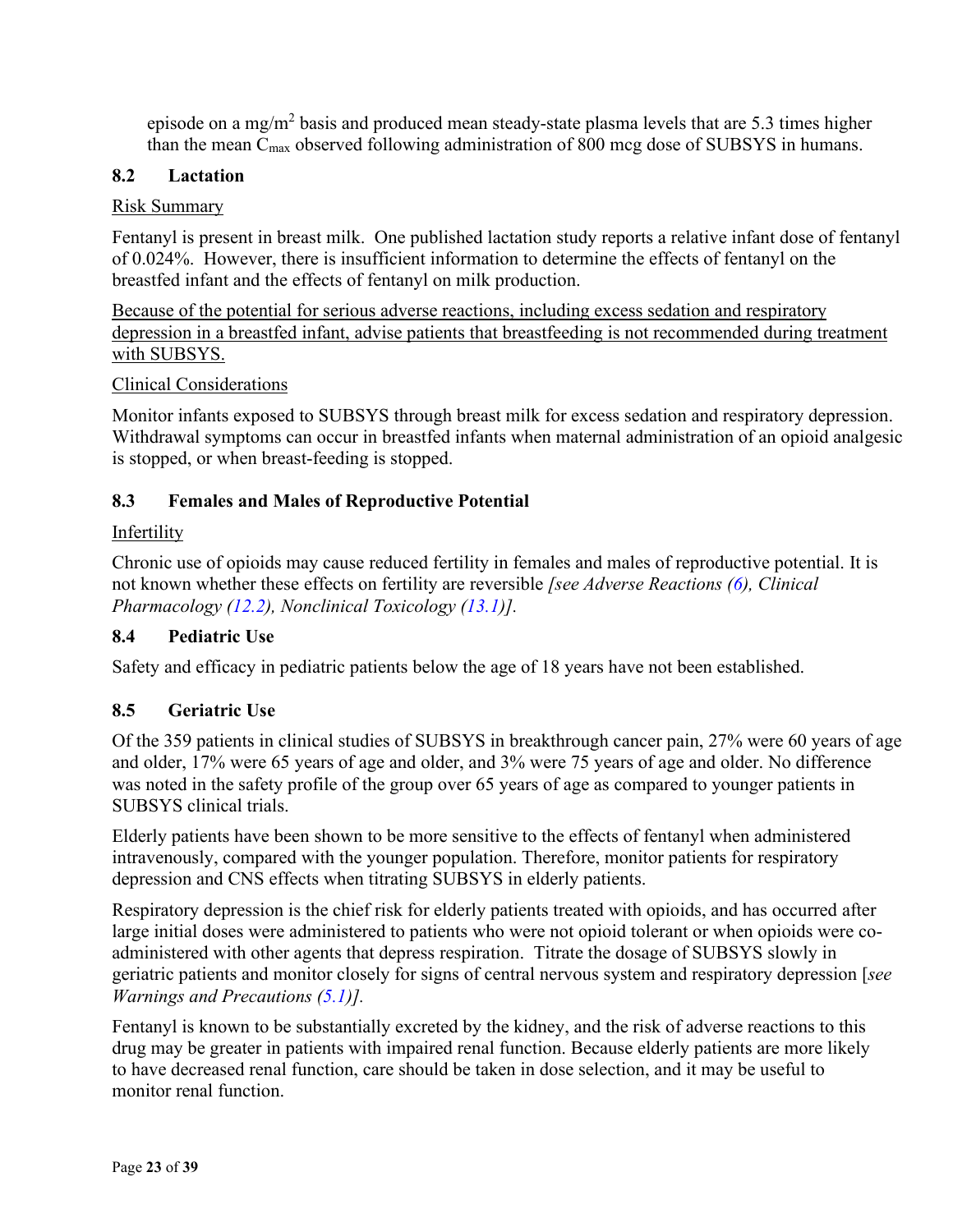episode on a mg/m$^2$ basis and produced mean steady-state plasma levels that are 5.3 times higher than the mean $C_{max}$ observed following administration of 800 mcg dose of SUBSYS in humans.

### 8.2 Lactation

Risk Summary

Fentanyl is present in breast milk. One published lactation study reports a relative infant dose of fentanyl of 0.024%. However, there is insufficient information to determine the effects of fentanyl on the breastfed infant and the effects of fentanyl on milk production.

Because of the potential for serious adverse reactions, including excess sedation and respiratory depression in a breastfed infant, advise patients that breastfeeding is not recommended during treatment with SUBSYS.

Clinical Considerations

Monitor infants exposed to SUBSYS through breast milk for excess sedation and respiratory depression. Withdrawal symptoms can occur in breastfed infants when maternal administration of an opioid analgesic is stopped, or when breast-feeding is stopped.

### 8.3 Females and Males of Reproductive Potential

Infertility

Chronic use of opioids may cause reduced fertility in females and males of reproductive potential. It is not known whether these effects on fertility are reversible *[see Adverse Reactions (6), Clinical Pharmacology (12.2), Nonclinical Toxicology (13.1)].*

### 8.4 Pediatric Use

Safety and efficacy in pediatric patients below the age of 18 years have not been established.

### 8.5 Geriatric Use

Of the 359 patients in clinical studies of SUBSYS in breakthrough cancer pain, 27% were 60 years of age and older, 17% were 65 years of age and older, and 3% were 75 years of age and older. No difference was noted in the safety profile of the group over 65 years of age as compared to younger patients in SUBSYS clinical trials.

Elderly patients have been shown to be more sensitive to the effects of fentanyl when administered intravenously, compared with the younger population. Therefore, monitor patients for respiratory depression and CNS effects when titrating SUBSYS in elderly patients.

Respiratory depression is the chief risk for elderly patients treated with opioids, and has occurred after large initial doses were administered to patients who were not opioid tolerant or when opioids were co-administered with other agents that depress respiration. Titrate the dosage of SUBSYS slowly in geriatric patients and monitor closely for signs of central nervous system and respiratory depression [*see Warnings and Precautions (5.1)].*

Fentanyl is known to be substantially excreted by the kidney, and the risk of adverse reactions to this drug may be greater in patients with impaired renal function. Because elderly patients are more likely to have decreased renal function, care should be taken in dose selection, and it may be useful to monitor renal function.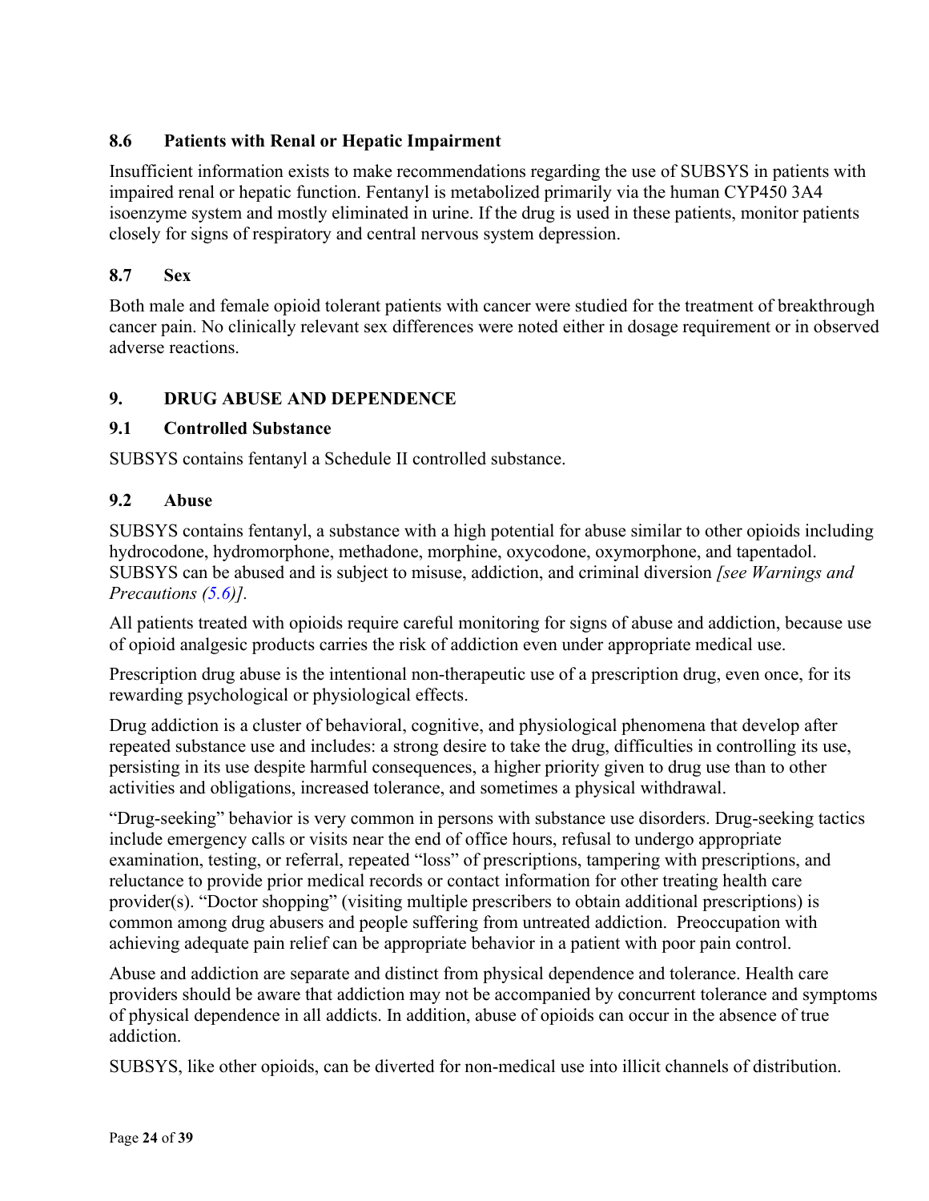### 8.6 Patients with Renal or Hepatic Impairment

Insufficient information exists to make recommendations regarding the use of SUBSYS in patients with impaired renal or hepatic function. Fentanyl is metabolized primarily via the human CYP450 3A4 isoenzyme system and mostly eliminated in urine. If the drug is used in these patients, monitor patients closely for signs of respiratory and central nervous system depression.

### 8.7 Sex

Both male and female opioid tolerant patients with cancer were studied for the treatment of breakthrough cancer pain. No clinically relevant sex differences were noted either in dosage requirement or in observed adverse reactions.

## 9. DRUG ABUSE AND DEPENDENCE

### 9.1 Controlled Substance

SUBSYS contains fentanyl a Schedule II controlled substance.

### 9.2 Abuse

SUBSYS contains fentanyl, a substance with a high potential for abuse similar to other opioids including hydrocodone, hydromorphone, methadone, morphine, oxycodone, oxymorphone, and tapentadol. SUBSYS can be abused and is subject to misuse, addiction, and criminal diversion *[see Warnings and Precautions (5.6)].*

All patients treated with opioids require careful monitoring for signs of abuse and addiction, because use of opioid analgesic products carries the risk of addiction even under appropriate medical use.

Prescription drug abuse is the intentional non-therapeutic use of a prescription drug, even once, for its rewarding psychological or physiological effects.

Drug addiction is a cluster of behavioral, cognitive, and physiological phenomena that develop after repeated substance use and includes: a strong desire to take the drug, difficulties in controlling its use, persisting in its use despite harmful consequences, a higher priority given to drug use than to other activities and obligations, increased tolerance, and sometimes a physical withdrawal.

"Drug-seeking" behavior is very common in persons with substance use disorders. Drug-seeking tactics include emergency calls or visits near the end of office hours, refusal to undergo appropriate examination, testing, or referral, repeated "loss" of prescriptions, tampering with prescriptions, and reluctance to provide prior medical records or contact information for other treating health care provider(s). "Doctor shopping" (visiting multiple prescribers to obtain additional prescriptions) is common among drug abusers and people suffering from untreated addiction. Preoccupation with achieving adequate pain relief can be appropriate behavior in a patient with poor pain control.

Abuse and addiction are separate and distinct from physical dependence and tolerance. Health care providers should be aware that addiction may not be accompanied by concurrent tolerance and symptoms of physical dependence in all addicts. In addition, abuse of opioids can occur in the absence of true addiction.

SUBSYS, like other opioids, can be diverted for non-medical use into illicit channels of distribution.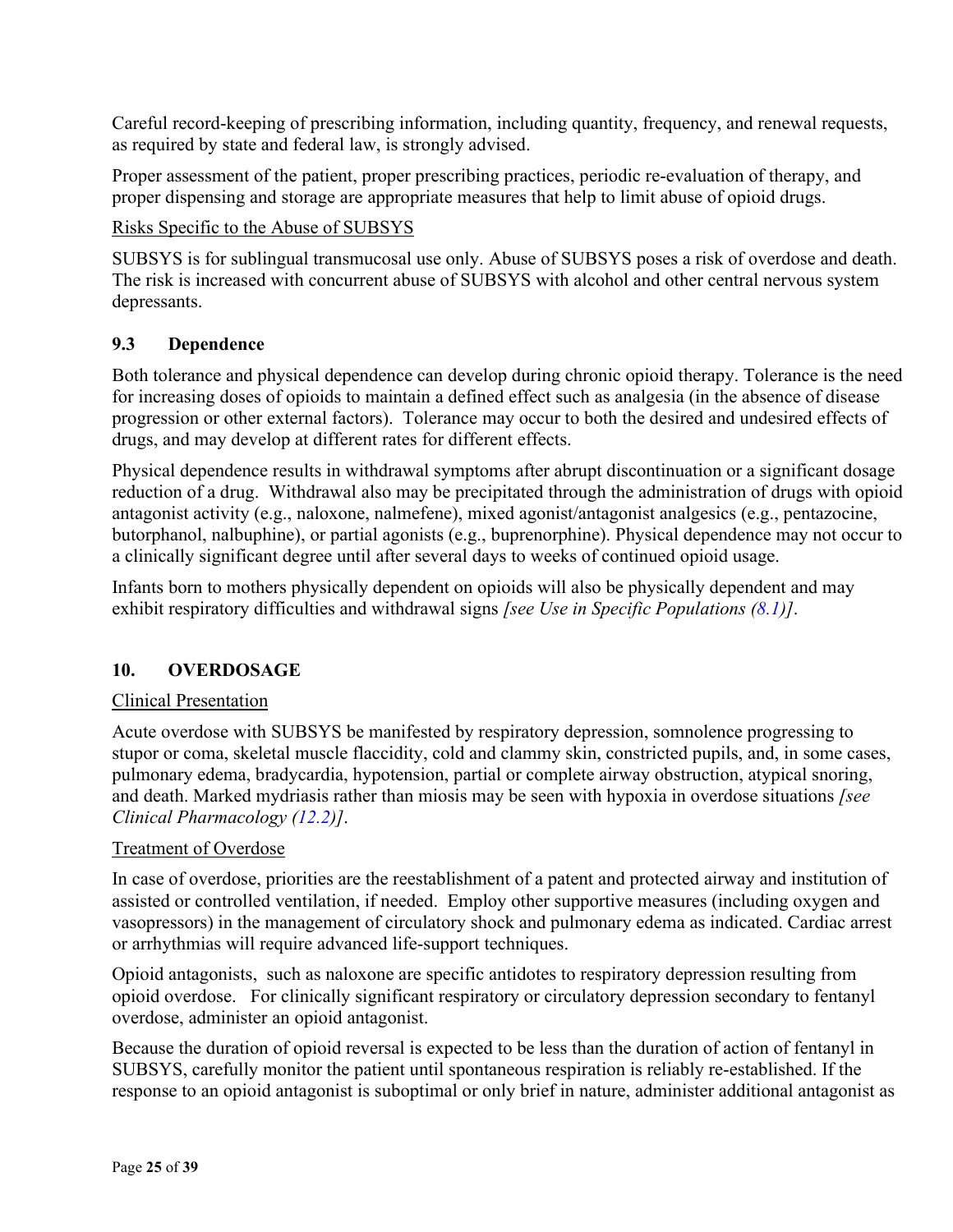Careful record-keeping of prescribing information, including quantity, frequency, and renewal requests, as required by state and federal law, is strongly advised.

Proper assessment of the patient, proper prescribing practices, periodic re-evaluation of therapy, and proper dispensing and storage are appropriate measures that help to limit abuse of opioid drugs.

Risks Specific to the Abuse of SUBSYS

SUBSYS is for sublingual transmucosal use only. Abuse of SUBSYS poses a risk of overdose and death. The risk is increased with concurrent abuse of SUBSYS with alcohol and other central nervous system depressants.

### 9.3 Dependence

Both tolerance and physical dependence can develop during chronic opioid therapy. Tolerance is the need for increasing doses of opioids to maintain a defined effect such as analgesia (in the absence of disease progression or other external factors). Tolerance may occur to both the desired and undesired effects of drugs, and may develop at different rates for different effects.

Physical dependence results in withdrawal symptoms after abrupt discontinuation or a significant dosage reduction of a drug. Withdrawal also may be precipitated through the administration of drugs with opioid antagonist activity (e.g., naloxone, nalmefene), mixed agonist/antagonist analgesics (e.g., pentazocine, butorphanol, nalbuphine), or partial agonists (e.g., buprenorphine). Physical dependence may not occur to a clinically significant degree until after several days to weeks of continued opioid usage.

Infants born to mothers physically dependent on opioids will also be physically dependent and may exhibit respiratory difficulties and withdrawal signs *[see Use in Specific Populations (8.1)]*.

## 10. OVERDOSAGE

Clinical Presentation

Acute overdose with SUBSYS be manifested by respiratory depression, somnolence progressing to stupor or coma, skeletal muscle flaccidity, cold and clammy skin, constricted pupils, and, in some cases, pulmonary edema, bradycardia, hypotension, partial or complete airway obstruction, atypical snoring, and death. Marked mydriasis rather than miosis may be seen with hypoxia in overdose situations *[see Clinical Pharmacology (12.2)]*.

Treatment of Overdose

In case of overdose, priorities are the reestablishment of a patent and protected airway and institution of assisted or controlled ventilation, if needed. Employ other supportive measures (including oxygen and vasopressors) in the management of circulatory shock and pulmonary edema as indicated. Cardiac arrest or arrhythmias will require advanced life-support techniques.

Opioid antagonists, such as naloxone are specific antidotes to respiratory depression resulting from opioid overdose. For clinically significant respiratory or circulatory depression secondary to fentanyl overdose, administer an opioid antagonist.

Because the duration of opioid reversal is expected to be less than the duration of action of fentanyl in SUBSYS, carefully monitor the patient until spontaneous respiration is reliably re-established. If the response to an opioid antagonist is suboptimal or only brief in nature, administer additional antagonist as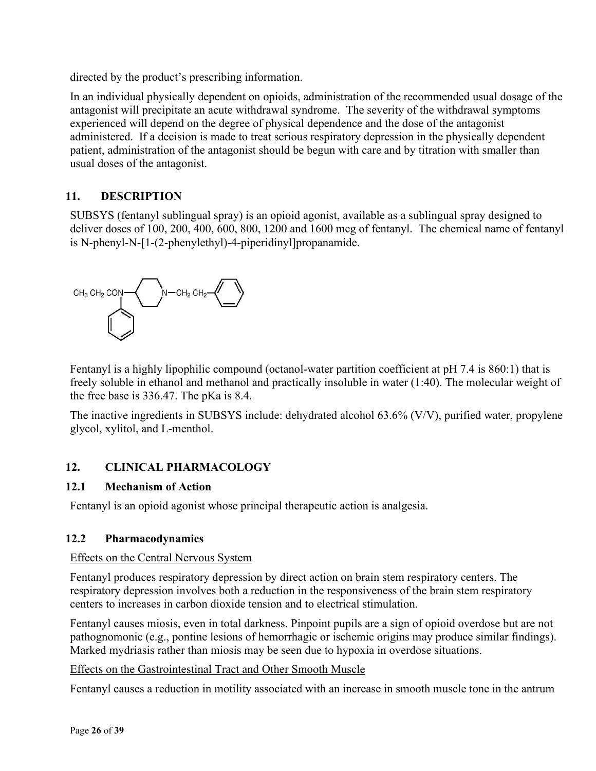directed by the product's prescribing information.

In an individual physically dependent on opioids, administration of the recommended usual dosage of the antagonist will precipitate an acute withdrawal syndrome. The severity of the withdrawal symptoms experienced will depend on the degree of physical dependence and the dose of the antagonist administered. If a decision is made to treat serious respiratory depression in the physically dependent patient, administration of the antagonist should be begun with care and by titration with smaller than usual doses of the antagonist.

## 11. DESCRIPTION

SUBSYS (fentanyl sublingual spray) is an opioid agonist, available as a sublingual spray designed to deliver doses of 100, 200, 400, 600, 800, 1200 and 1600 mcg of fentanyl. The chemical name of fentanyl is N-phenyl-N-[1-(2-phenylethyl)-4-piperidinyl]propanamide.

$CH_3CH_2CON$—(piperidinyl)—$N$—$CH_2CH_2$—(phenyl)

Fentanyl is a highly lipophilic compound (octanol-water partition coefficient at pH 7.4 is 860:1) that is freely soluble in ethanol and methanol and practically insoluble in water (1:40). The molecular weight of the free base is 336.47. The pKa is 8.4.

The inactive ingredients in SUBSYS include: dehydrated alcohol 63.6% (V/V), purified water, propylene glycol, xylitol, and L-menthol.

## 12. CLINICAL PHARMACOLOGY

### 12.1 Mechanism of Action

Fentanyl is an opioid agonist whose principal therapeutic action is analgesia.

### 12.2 Pharmacodynamics

Effects on the Central Nervous System

Fentanyl produces respiratory depression by direct action on brain stem respiratory centers. The respiratory depression involves both a reduction in the responsiveness of the brain stem respiratory centers to increases in carbon dioxide tension and to electrical stimulation.

Fentanyl causes miosis, even in total darkness. Pinpoint pupils are a sign of opioid overdose but are not pathognomonic (e.g., pontine lesions of hemorrhagic or ischemic origins may produce similar findings). Marked mydriasis rather than miosis may be seen due to hypoxia in overdose situations.

Effects on the Gastrointestinal Tract and Other Smooth Muscle

Fentanyl causes a reduction in motility associated with an increase in smooth muscle tone in the antrum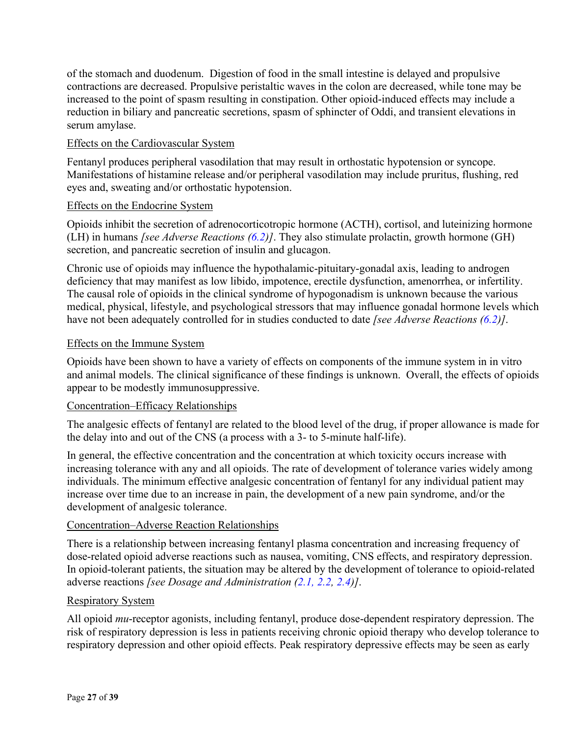of the stomach and duodenum. Digestion of food in the small intestine is delayed and propulsive contractions are decreased. Propulsive peristaltic waves in the colon are decreased, while tone may be increased to the point of spasm resulting in constipation. Other opioid-induced effects may include a reduction in biliary and pancreatic secretions, spasm of sphincter of Oddi, and transient elevations in serum amylase.

Effects on the Cardiovascular System

Fentanyl produces peripheral vasodilation that may result in orthostatic hypotension or syncope. Manifestations of histamine release and/or peripheral vasodilation may include pruritus, flushing, red eyes and, sweating and/or orthostatic hypotension.

Effects on the Endocrine System

Opioids inhibit the secretion of adrenocorticotropic hormone (ACTH), cortisol, and luteinizing hormone (LH) in humans *[see Adverse Reactions (6.2)]*. They also stimulate prolactin, growth hormone (GH) secretion, and pancreatic secretion of insulin and glucagon.

Chronic use of opioids may influence the hypothalamic-pituitary-gonadal axis, leading to androgen deficiency that may manifest as low libido, impotence, erectile dysfunction, amenorrhea, or infertility. The causal role of opioids in the clinical syndrome of hypogonadism is unknown because the various medical, physical, lifestyle, and psychological stressors that may influence gonadal hormone levels which have not been adequately controlled for in studies conducted to date *[see Adverse Reactions (6.2)]*.

Effects on the Immune System

Opioids have been shown to have a variety of effects on components of the immune system in in vitro and animal models. The clinical significance of these findings is unknown. Overall, the effects of opioids appear to be modestly immunosuppressive.

Concentration–Efficacy Relationships

The analgesic effects of fentanyl are related to the blood level of the drug, if proper allowance is made for the delay into and out of the CNS (a process with a 3- to 5-minute half-life).

In general, the effective concentration and the concentration at which toxicity occurs increase with increasing tolerance with any and all opioids. The rate of development of tolerance varies widely among individuals. The minimum effective analgesic concentration of fentanyl for any individual patient may increase over time due to an increase in pain, the development of a new pain syndrome, and/or the development of analgesic tolerance.

Concentration–Adverse Reaction Relationships

There is a relationship between increasing fentanyl plasma concentration and increasing frequency of dose-related opioid adverse reactions such as nausea, vomiting, CNS effects, and respiratory depression. In opioid-tolerant patients, the situation may be altered by the development of tolerance to opioid-related adverse reactions *[see Dosage and Administration (2.1, 2.2, 2.4)]*.

Respiratory System

All opioid *mu*-receptor agonists, including fentanyl, produce dose-dependent respiratory depression. The risk of respiratory depression is less in patients receiving chronic opioid therapy who develop tolerance to respiratory depression and other opioid effects. Peak respiratory depressive effects may be seen as early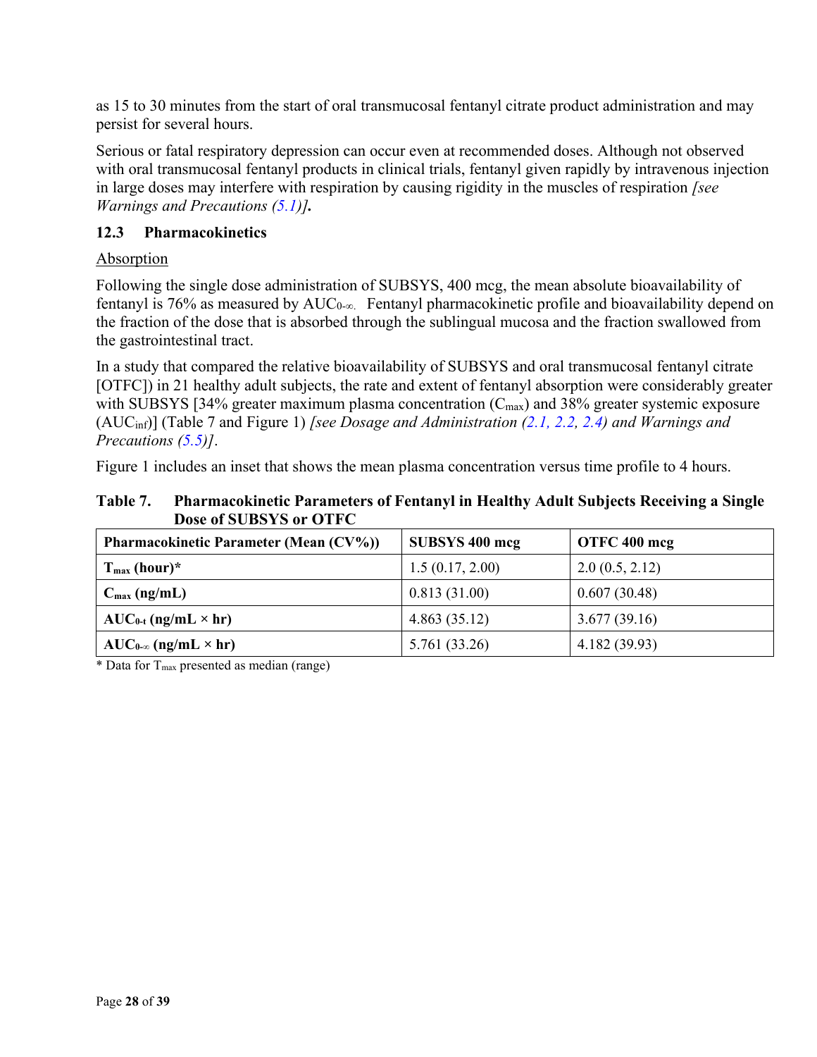as 15 to 30 minutes from the start of oral transmucosal fentanyl citrate product administration and may persist for several hours.

Serious or fatal respiratory depression can occur even at recommended doses. Although not observed with oral transmucosal fentanyl products in clinical trials, fentanyl given rapidly by intravenous injection in large doses may interfere with respiration by causing rigidity in the muscles of respiration *[see Warnings and Precautions (5.1)]*.

### 12.3 Pharmacokinetics

Absorption

Following the single dose administration of SUBSYS, 400 mcg, the mean absolute bioavailability of fentanyl is 76% as measured by $AUC_{0-\infty}$. Fentanyl pharmacokinetic profile and bioavailability depend on the fraction of the dose that is absorbed through the sublingual mucosa and the fraction swallowed from the gastrointestinal tract.

In a study that compared the relative bioavailability of SUBSYS and oral transmucosal fentanyl citrate [OTFC]) in 21 healthy adult subjects, the rate and extent of fentanyl absorption were considerably greater with SUBSYS [34% greater maximum plasma concentration ($C_{max}$) and 38% greater systemic exposure ($AUC_{inf}$)] (Table 7 and Figure 1) *[see Dosage and Administration (2.1, 2.2, 2.4) and Warnings and Precautions (5.5)]*.

Figure 1 includes an inset that shows the mean plasma concentration versus time profile to 4 hours.

**Table 7. Pharmacokinetic Parameters of Fentanyl in Healthy Adult Subjects Receiving a Single Dose of SUBSYS or OTFC**

| Pharmacokinetic Parameter (Mean (CV%)) | SUBSYS 400 mcg | OTFC 400 mcg |
|---|---|---|
| $T_{max}$ (hour)* | 1.5 (0.17, 2.00) | 2.0 (0.5, 2.12) |
| $C_{max}$ (ng/mL) | 0.813 (31.00) | 0.607 (30.48) |
| $AUC_{0-t}$ (ng/mL × hr) | 4.863 (35.12) | 3.677 (39.16) |
| $AUC_{0-\infty}$ (ng/mL × hr) | 5.761 (33.26) | 4.182 (39.93) |

* Data for $T_{max}$ presented as median (range)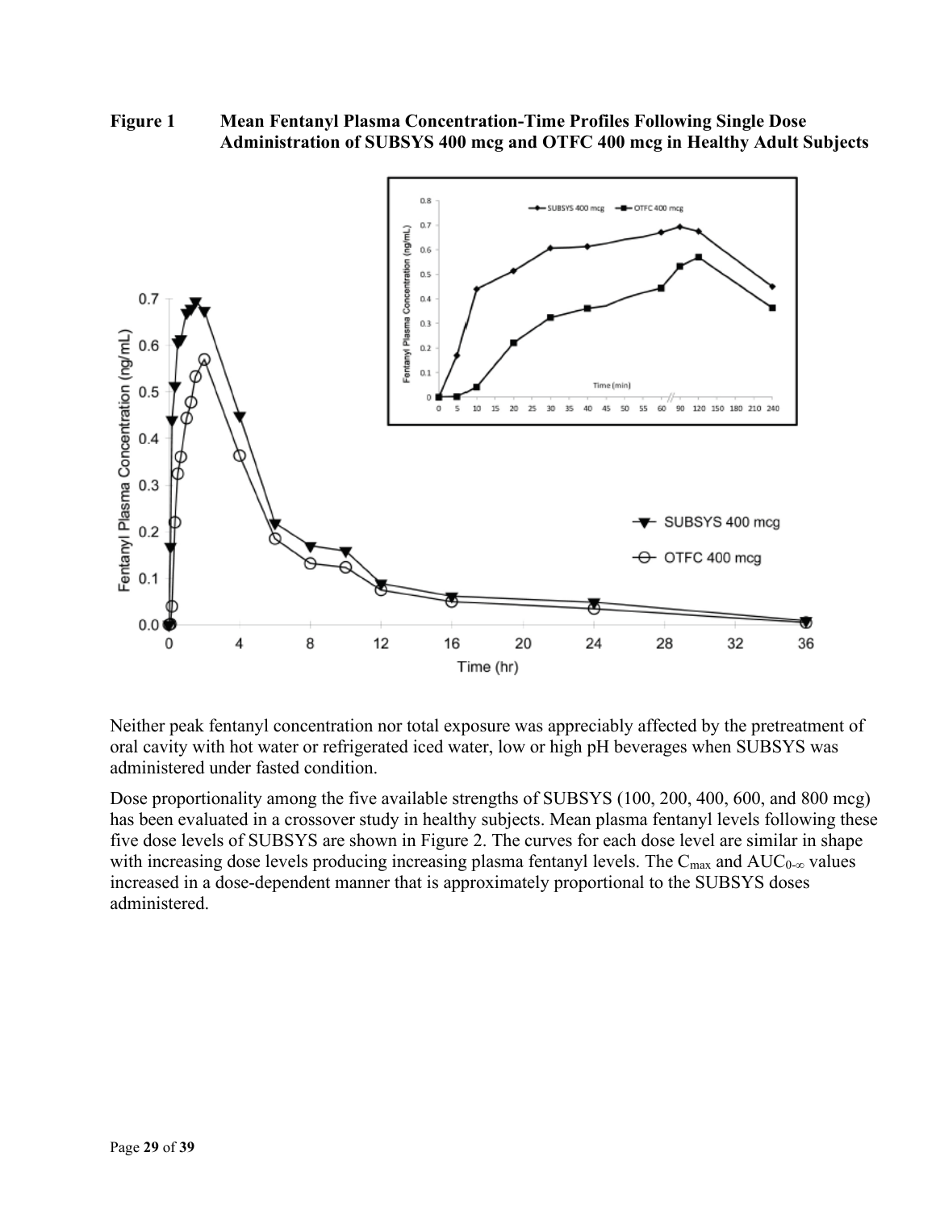**Figure 1 Mean Fentanyl Plasma Concentration-Time Profiles Following Single Dose Administration of SUBSYS 400 mcg and OTFC 400 mcg in Healthy Adult Subjects**

Neither peak fentanyl concentration nor total exposure was appreciably affected by the pretreatment of oral cavity with hot water or refrigerated iced water, low or high pH beverages when SUBSYS was administered under fasted condition.

Dose proportionality among the five available strengths of SUBSYS (100, 200, 400, 600, and 800 mcg) has been evaluated in a crossover study in healthy subjects. Mean plasma fentanyl levels following these five dose levels of SUBSYS are shown in Figure 2. The curves for each dose level are similar in shape with increasing dose levels producing increasing plasma fentanyl levels. The $C_{max}$ and $AUC_{0-\infty}$ values increased in a dose-dependent manner that is approximately proportional to the SUBSYS doses administered.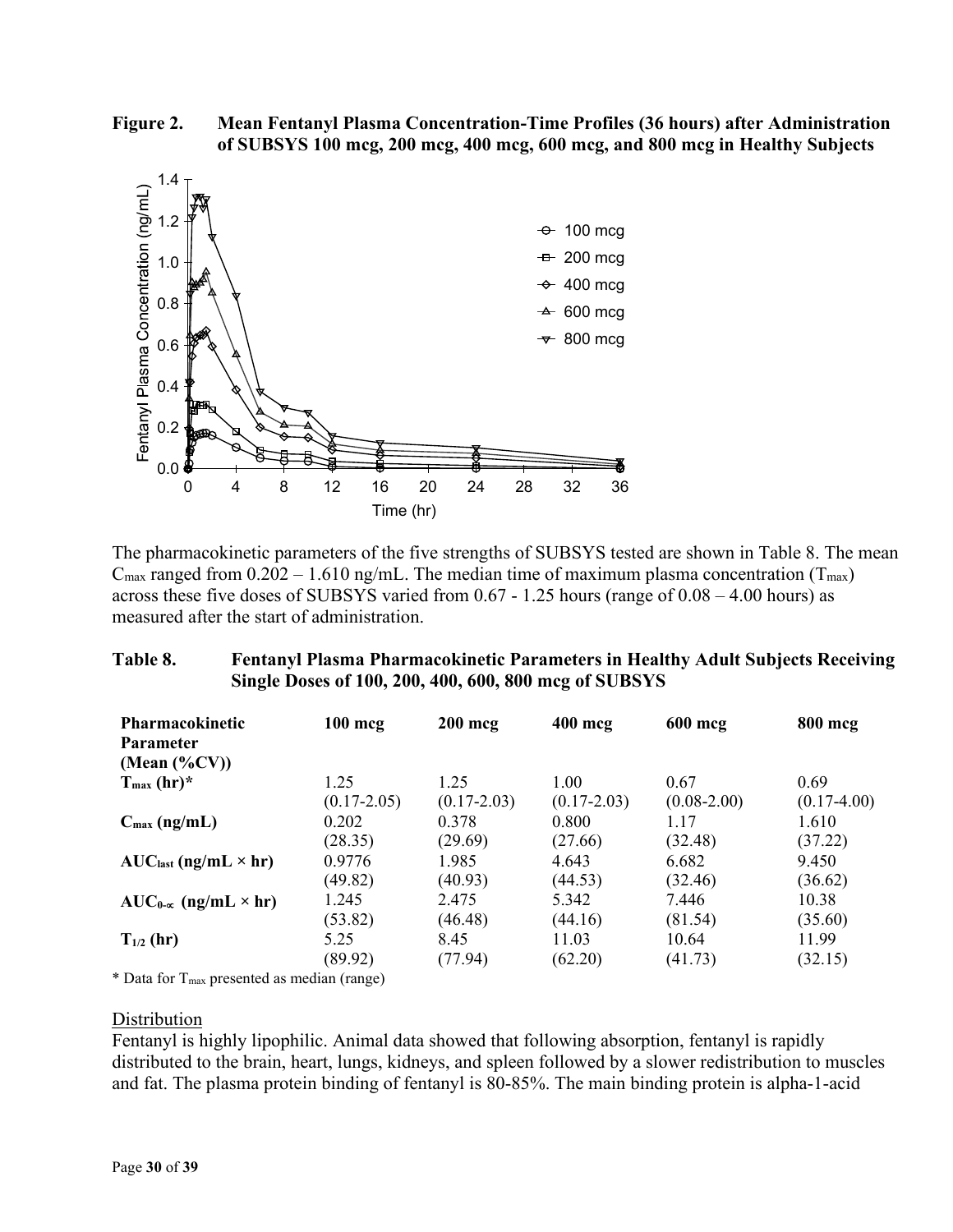**Figure 2. Mean Fentanyl Plasma Concentration-Time Profiles (36 hours) after Administration of SUBSYS 100 mcg, 200 mcg, 400 mcg, 600 mcg, and 800 mcg in Healthy Subjects**

The pharmacokinetic parameters of the five strengths of SUBSYS tested are shown in Table 8. The mean $C_{max}$ ranged from 0.202 – 1.610 ng/mL. The median time of maximum plasma concentration ($T_{max}$) across these five doses of SUBSYS varied from 0.67 - 1.25 hours (range of 0.08 – 4.00 hours) as measured after the start of administration.

**Table 8. Fentanyl Plasma Pharmacokinetic Parameters in Healthy Adult Subjects Receiving Single Doses of 100, 200, 400, 600, 800 mcg of SUBSYS**

| Pharmacokinetic Parameter (Mean (%CV)) | 100 mcg | 200 mcg | 400 mcg | 600 mcg | 800 mcg |
|---|---|---|---|---|---|
| $T_{max}$ (hr)* | 1.25 (0.17-2.05) | 1.25 (0.17-2.03) | 1.00 (0.17-2.03) | 0.67 (0.08-2.00) | 0.69 (0.17-4.00) |
| $C_{max}$ (ng/mL) | 0.202 (28.35) | 0.378 (29.69) | 0.800 (27.66) | 1.17 (32.48) | 1.610 (37.22) |
| $AUC_{last}$ (ng/mL × hr) | 0.9776 (49.82) | 1.985 (40.93) | 4.643 (44.53) | 6.682 (32.46) | 9.450 (36.62) |
| $AUC_{0-\infty}$ (ng/mL × hr) | 1.245 (53.82) | 2.475 (46.48) | 5.342 (44.16) | 7.446 (81.54) | 10.38 (35.60) |
| $T_{1/2}$ (hr) | 5.25 (89.92) | 8.45 (77.94) | 11.03 (62.20) | 10.64 (41.73) | 11.99 (32.15) |

\* Data for $T_{max}$ presented as median (range)

Distribution

Fentanyl is highly lipophilic. Animal data showed that following absorption, fentanyl is rapidly distributed to the brain, heart, lungs, kidneys, and spleen followed by a slower redistribution to muscles and fat. The plasma protein binding of fentanyl is 80-85%. The main binding protein is alpha-1-acid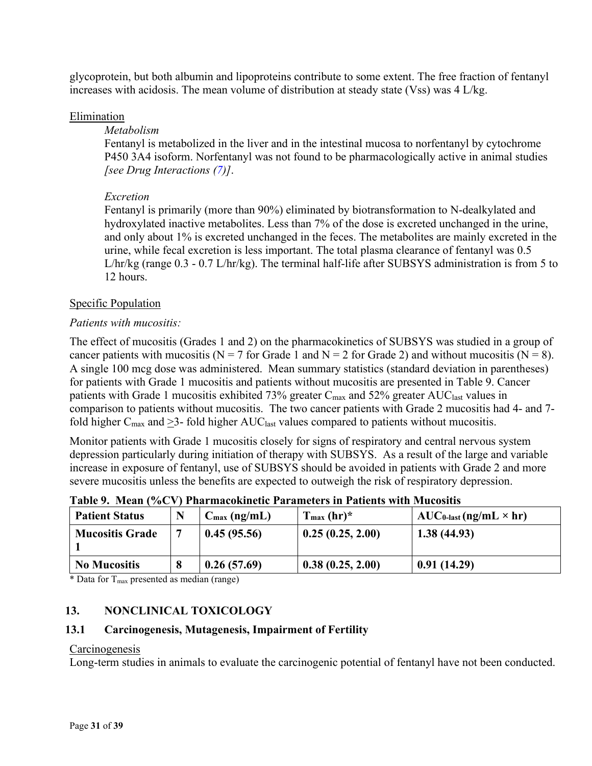glycoprotein, but both albumin and lipoproteins contribute to some extent. The free fraction of fentanyl increases with acidosis. The mean volume of distribution at steady state (Vss) was 4 L/kg.

Elimination

*Metabolism*

Fentanyl is metabolized in the liver and in the intestinal mucosa to norfentanyl by cytochrome P450 3A4 isoform. Norfentanyl was not found to be pharmacologically active in animal studies *[see Drug Interactions (7)]*.

*Excretion*

Fentanyl is primarily (more than 90%) eliminated by biotransformation to N-dealkylated and hydroxylated inactive metabolites. Less than 7% of the dose is excreted unchanged in the urine, and only about 1% is excreted unchanged in the feces. The metabolites are mainly excreted in the urine, while fecal excretion is less important. The total plasma clearance of fentanyl was 0.5 L/hr/kg (range 0.3 - 0.7 L/hr/kg). The terminal half-life after SUBSYS administration is from 5 to 12 hours.

Specific Population

*Patients with mucositis:*

The effect of mucositis (Grades 1 and 2) on the pharmacokinetics of SUBSYS was studied in a group of cancer patients with mucositis (N = 7 for Grade 1 and N = 2 for Grade 2) and without mucositis (N = 8). A single 100 mcg dose was administered. Mean summary statistics (standard deviation in parentheses) for patients with Grade 1 mucositis and patients without mucositis are presented in Table 9. Cancer patients with Grade 1 mucositis exhibited 73% greater $C_{max}$ and 52% greater $AUC_{last}$ values in comparison to patients without mucositis. The two cancer patients with Grade 2 mucositis had 4- and 7-fold higher $C_{max}$ and $\geq$3- fold higher $AUC_{last}$ values compared to patients without mucositis.

Monitor patients with Grade 1 mucositis closely for signs of respiratory and central nervous system depression particularly during initiation of therapy with SUBSYS. As a result of the large and variable increase in exposure of fentanyl, use of SUBSYS should be avoided in patients with Grade 2 and more severe mucositis unless the benefits are expected to outweigh the risk of respiratory depression.

**Table 9. Mean (%CV) Pharmacokinetic Parameters in Patients with Mucositis**

| Patient Status | N | $C_{max}$ (ng/mL) | $T_{max}$ (hr)* | $AUC_{0-last}$ (ng/mL × hr) |
|---|---|---|---|---|
| **Mucositis Grade 1** | **7** | **0.45 (95.56)** | **0.25 (0.25, 2.00)** | **1.38 (44.93)** |
| **No Mucositis** | **8** | **0.26 (57.69)** | **0.38 (0.25, 2.00)** | **0.91 (14.29)** |

\* Data for $T_{max}$ presented as median (range)

## 13. NONCLINICAL TOXICOLOGY

### 13.1 Carcinogenesis, Mutagenesis, Impairment of Fertility

Carcinogenesis

Long-term studies in animals to evaluate the carcinogenic potential of fentanyl have not been conducted.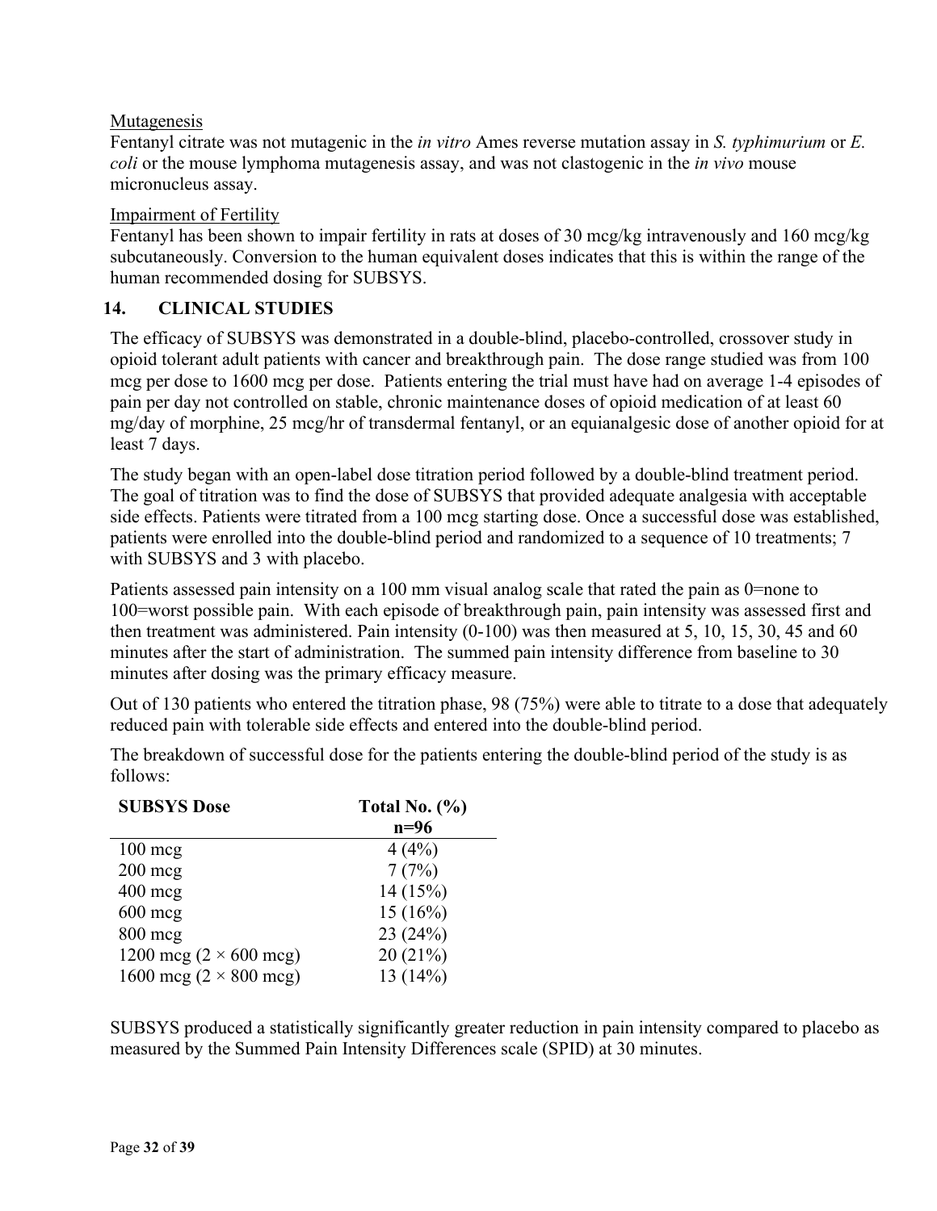Mutagenesis

Fentanyl citrate was not mutagenic in the *in vitro* Ames reverse mutation assay in *S. typhimurium* or *E. coli* or the mouse lymphoma mutagenesis assay, and was not clastogenic in the *in vivo* mouse micronucleus assay.

Impairment of Fertility

Fentanyl has been shown to impair fertility in rats at doses of 30 mcg/kg intravenously and 160 mcg/kg subcutaneously. Conversion to the human equivalent doses indicates that this is within the range of the human recommended dosing for SUBSYS.

## 14. CLINICAL STUDIES

The efficacy of SUBSYS was demonstrated in a double-blind, placebo-controlled, crossover study in opioid tolerant adult patients with cancer and breakthrough pain. The dose range studied was from 100 mcg per dose to 1600 mcg per dose. Patients entering the trial must have had on average 1-4 episodes of pain per day not controlled on stable, chronic maintenance doses of opioid medication of at least 60 mg/day of morphine, 25 mcg/hr of transdermal fentanyl, or an equianalgesic dose of another opioid for at least 7 days.

The study began with an open-label dose titration period followed by a double-blind treatment period. The goal of titration was to find the dose of SUBSYS that provided adequate analgesia with acceptable side effects. Patients were titrated from a 100 mcg starting dose. Once a successful dose was established, patients were enrolled into the double-blind period and randomized to a sequence of 10 treatments; 7 with SUBSYS and 3 with placebo.

Patients assessed pain intensity on a 100 mm visual analog scale that rated the pain as 0=none to 100=worst possible pain. With each episode of breakthrough pain, pain intensity was assessed first and then treatment was administered. Pain intensity (0-100) was then measured at 5, 10, 15, 30, 45 and 60 minutes after the start of administration. The summed pain intensity difference from baseline to 30 minutes after dosing was the primary efficacy measure.

Out of 130 patients who entered the titration phase, 98 (75%) were able to titrate to a dose that adequately reduced pain with tolerable side effects and entered into the double-blind period.

The breakdown of successful dose for the patients entering the double-blind period of the study is as follows:

| SUBSYS Dose | Total No. (%) n=96 |
|---|---|
| 100 mcg | 4 (4%) |
| 200 mcg | 7 (7%) |
| 400 mcg | 14 (15%) |
| 600 mcg | 15 (16%) |
| 800 mcg | 23 (24%) |
| 1200 mcg (2 × 600 mcg) | 20 (21%) |
| 1600 mcg (2 × 800 mcg) | 13 (14%) |

SUBSYS produced a statistically significantly greater reduction in pain intensity compared to placebo as measured by the Summed Pain Intensity Differences scale (SPID) at 30 minutes.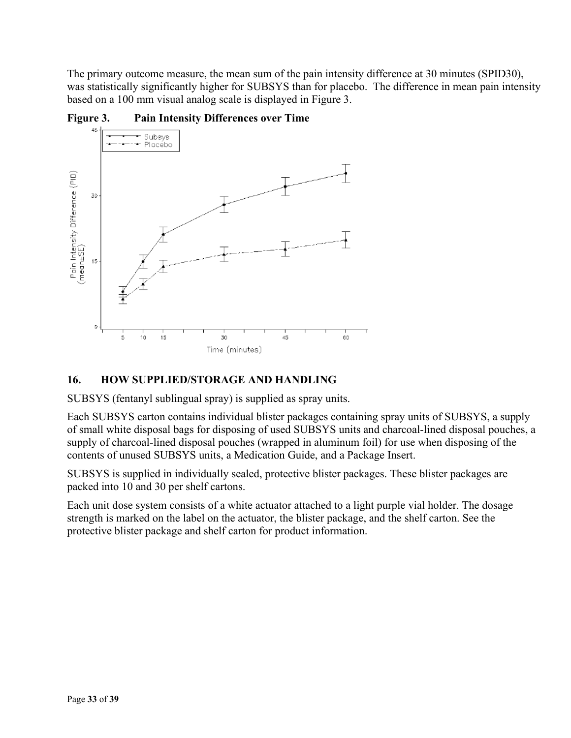The primary outcome measure, the mean sum of the pain intensity difference at 30 minutes (SPID30), was statistically significantly higher for SUBSYS than for placebo. The difference in mean pain intensity based on a 100 mm visual analog scale is displayed in Figure 3.

**Figure 3. Pain Intensity Differences over Time**

## 16. HOW SUPPLIED/STORAGE AND HANDLING

SUBSYS (fentanyl sublingual spray) is supplied as spray units.

Each SUBSYS carton contains individual blister packages containing spray units of SUBSYS, a supply of small white disposal bags for disposing of used SUBSYS units and charcoal-lined disposal pouches, a supply of charcoal-lined disposal pouches (wrapped in aluminum foil) for use when disposing of the contents of unused SUBSYS units, a Medication Guide, and a Package Insert.

SUBSYS is supplied in individually sealed, protective blister packages. These blister packages are packed into 10 and 30 per shelf cartons.

Each unit dose system consists of a white actuator attached to a light purple vial holder. The dosage strength is marked on the label on the actuator, the blister package, and the shelf carton. See the protective blister package and shelf carton for product information.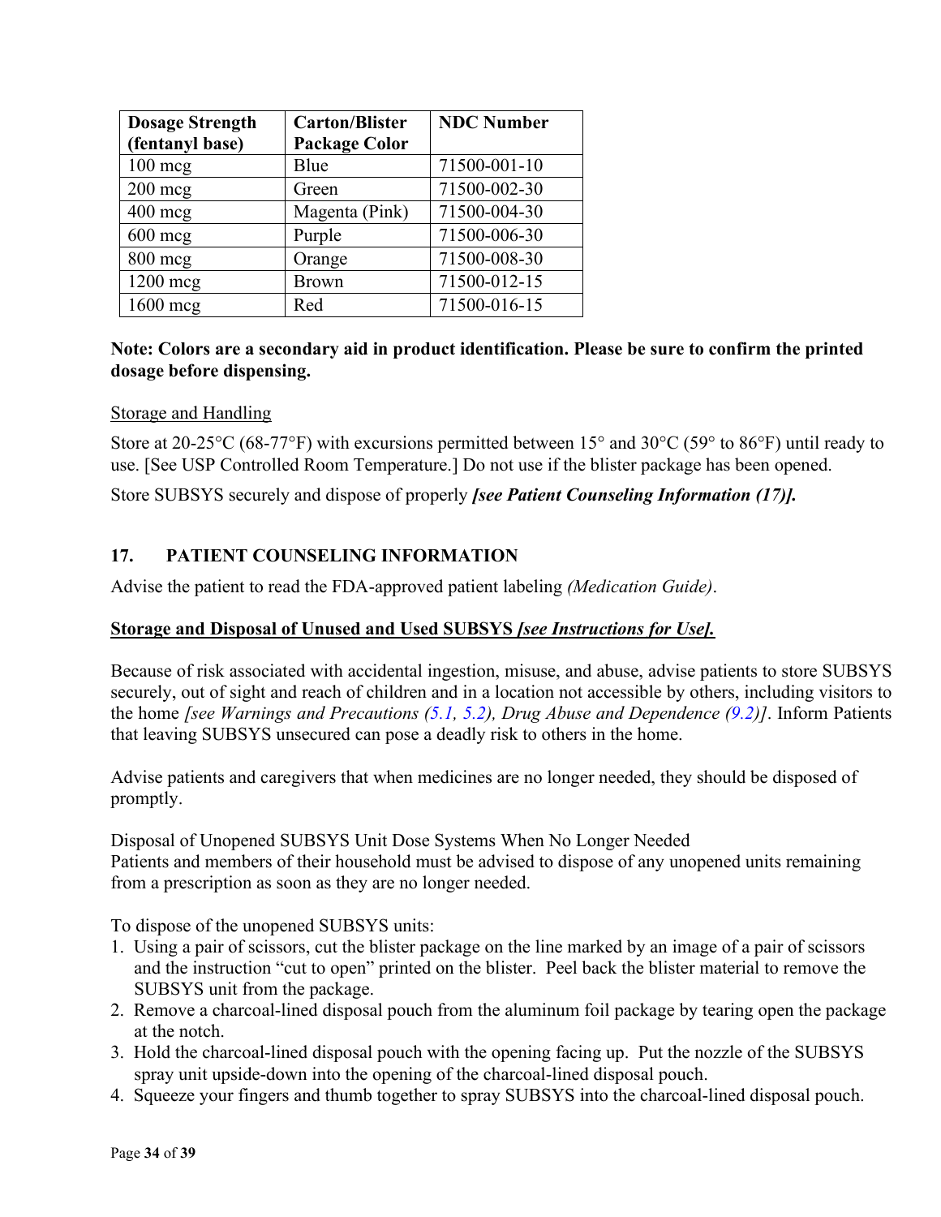| **Dosage Strength (fentanyl base)** | **Carton/Blister Package Color** | **NDC Number** |
| --- | --- | --- |
| 100 mcg | Blue | 71500-001-10 |
| 200 mcg | Green | 71500-002-30 |
| 400 mcg | Magenta (Pink) | 71500-004-30 |
| 600 mcg | Purple | 71500-006-30 |
| 800 mcg | Orange | 71500-008-30 |
| 1200 mcg | Brown | 71500-012-15 |
| 1600 mcg | Red | 71500-016-15 |

**Note: Colors are a secondary aid in product identification. Please be sure to confirm the printed dosage before dispensing.**

Storage and Handling

Store at 20-25°C (68-77°F) with excursions permitted between 15° and 30°C (59° to 86°F) until ready to use. [See USP Controlled Room Temperature.] Do not use if the blister package has been opened.

Store SUBSYS securely and dispose of properly ***[see Patient Counseling Information (17)].***

## 17. PATIENT COUNSELING INFORMATION

Advise the patient to read the FDA-approved patient labeling *(Medication Guide)*.

**Storage and Disposal of Unused and Used SUBSYS *[see Instructions for Use].***

Because of risk associated with accidental ingestion, misuse, and abuse, advise patients to store SUBSYS securely, out of sight and reach of children and in a location not accessible by others, including visitors to the home *[see Warnings and Precautions (5.1, 5.2), Drug Abuse and Dependence (9.2)]*. Inform Patients that leaving SUBSYS unsecured can pose a deadly risk to others in the home.

Advise patients and caregivers that when medicines are no longer needed, they should be disposed of promptly.

Disposal of Unopened SUBSYS Unit Dose Systems When No Longer Needed
Patients and members of their household must be advised to dispose of any unopened units remaining from a prescription as soon as they are no longer needed.

To dispose of the unopened SUBSYS units:

1. Using a pair of scissors, cut the blister package on the line marked by an image of a pair of scissors and the instruction "cut to open" printed on the blister. Peel back the blister material to remove the SUBSYS unit from the package.
2. Remove a charcoal-lined disposal pouch from the aluminum foil package by tearing open the package at the notch.
3. Hold the charcoal-lined disposal pouch with the opening facing up. Put the nozzle of the SUBSYS spray unit upside-down into the opening of the charcoal-lined disposal pouch.
4. Squeeze your fingers and thumb together to spray SUBSYS into the charcoal-lined disposal pouch.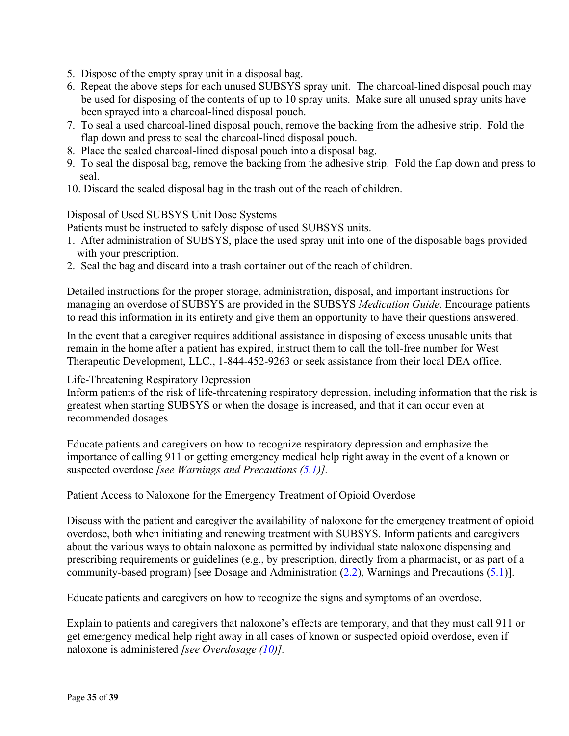5. Dispose of the empty spray unit in a disposal bag.
6. Repeat the above steps for each unused SUBSYS spray unit. The charcoal-lined disposal pouch may be used for disposing of the contents of up to 10 spray units. Make sure all unused spray units have been sprayed into a charcoal-lined disposal pouch.
7. To seal a used charcoal-lined disposal pouch, remove the backing from the adhesive strip. Fold the flap down and press to seal the charcoal-lined disposal pouch.
8. Place the sealed charcoal-lined disposal pouch into a disposal bag.
9. To seal the disposal bag, remove the backing from the adhesive strip. Fold the flap down and press to seal.
10. Discard the sealed disposal bag in the trash out of the reach of children.

<u>Disposal of Used SUBSYS Unit Dose Systems</u>

Patients must be instructed to safely dispose of used SUBSYS units.

1. After administration of SUBSYS, place the used spray unit into one of the disposable bags provided with your prescription.
2. Seal the bag and discard into a trash container out of the reach of children.

Detailed instructions for the proper storage, administration, disposal, and important instructions for managing an overdose of SUBSYS are provided in the SUBSYS *Medication Guide*. Encourage patients to read this information in its entirety and give them an opportunity to have their questions answered.

In the event that a caregiver requires additional assistance in disposing of excess unusable units that remain in the home after a patient has expired, instruct them to call the toll-free number for West Therapeutic Development, LLC., 1-844-452-9263 or seek assistance from their local DEA office.

<u>Life-Threatening Respiratory Depression</u>

Inform patients of the risk of life-threatening respiratory depression, including information that the risk is greatest when starting SUBSYS or when the dosage is increased, and that it can occur even at recommended dosages

Educate patients and caregivers on how to recognize respiratory depression and emphasize the importance of calling 911 or getting emergency medical help right away in the event of a known or suspected overdose *[see Warnings and Precautions (5.1)].*

<u>Patient Access to Naloxone for the Emergency Treatment of Opioid Overdose</u>

Discuss with the patient and caregiver the availability of naloxone for the emergency treatment of opioid overdose, both when initiating and renewing treatment with SUBSYS. Inform patients and caregivers about the various ways to obtain naloxone as permitted by individual state naloxone dispensing and prescribing requirements or guidelines (e.g., by prescription, directly from a pharmacist, or as part of a community-based program) [see Dosage and Administration (2.2), Warnings and Precautions (5.1)].

Educate patients and caregivers on how to recognize the signs and symptoms of an overdose.

Explain to patients and caregivers that naloxone's effects are temporary, and that they must call 911 or get emergency medical help right away in all cases of known or suspected opioid overdose, even if naloxone is administered *[see Overdosage (10)].*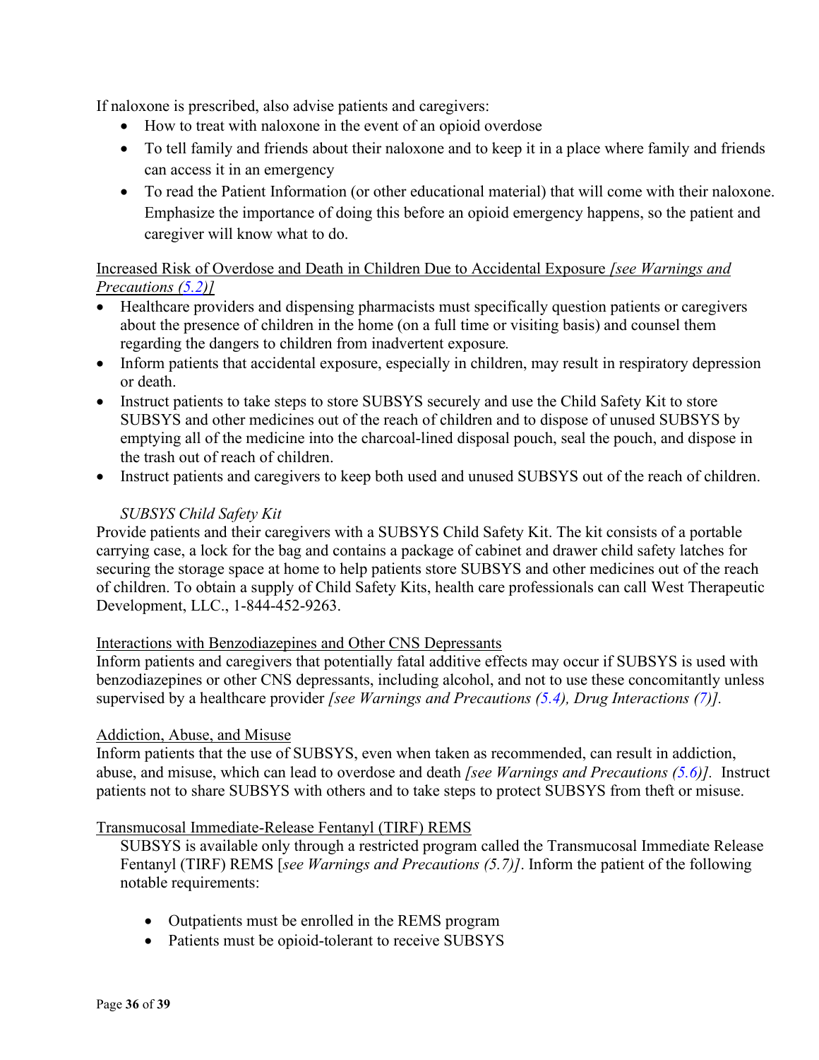If naloxone is prescribed, also advise patients and caregivers:

- How to treat with naloxone in the event of an opioid overdose
- To tell family and friends about their naloxone and to keep it in a place where family and friends can access it in an emergency
- To read the Patient Information (or other educational material) that will come with their naloxone. Emphasize the importance of doing this before an opioid emergency happens, so the patient and caregiver will know what to do.

Increased Risk of Overdose and Death in Children Due to Accidental Exposure *[see Warnings and Precautions (5.2)]*

- Healthcare providers and dispensing pharmacists must specifically question patients or caregivers about the presence of children in the home (on a full time or visiting basis) and counsel them regarding the dangers to children from inadvertent exposure.
- Inform patients that accidental exposure, especially in children, may result in respiratory depression or death.
- Instruct patients to take steps to store SUBSYS securely and use the Child Safety Kit to store SUBSYS and other medicines out of the reach of children and to dispose of unused SUBSYS by emptying all of the medicine into the charcoal-lined disposal pouch, seal the pouch, and dispose in the trash out of reach of children.
- Instruct patients and caregivers to keep both used and unused SUBSYS out of the reach of children.

*SUBSYS Child Safety Kit*

Provide patients and their caregivers with a SUBSYS Child Safety Kit. The kit consists of a portable carrying case, a lock for the bag and contains a package of cabinet and drawer child safety latches for securing the storage space at home to help patients store SUBSYS and other medicines out of the reach of children. To obtain a supply of Child Safety Kits, health care professionals can call West Therapeutic Development, LLC., 1-844-452-9263.

Interactions with Benzodiazepines and Other CNS Depressants

Inform patients and caregivers that potentially fatal additive effects may occur if SUBSYS is used with benzodiazepines or other CNS depressants, including alcohol, and not to use these concomitantly unless supervised by a healthcare provider *[see Warnings and Precautions (5.4), Drug Interactions (7)]*.

Addiction, Abuse, and Misuse

Inform patients that the use of SUBSYS, even when taken as recommended, can result in addiction, abuse, and misuse, which can lead to overdose and death *[see Warnings and Precautions (5.6)]*. Instruct patients not to share SUBSYS with others and to take steps to protect SUBSYS from theft or misuse.

Transmucosal Immediate-Release Fentanyl (TIRF) REMS

SUBSYS is available only through a restricted program called the Transmucosal Immediate Release Fentanyl (TIRF) REMS [*see Warnings and Precautions (5.7)]*. Inform the patient of the following notable requirements:

- Outpatients must be enrolled in the REMS program
- Patients must be opioid-tolerant to receive SUBSYS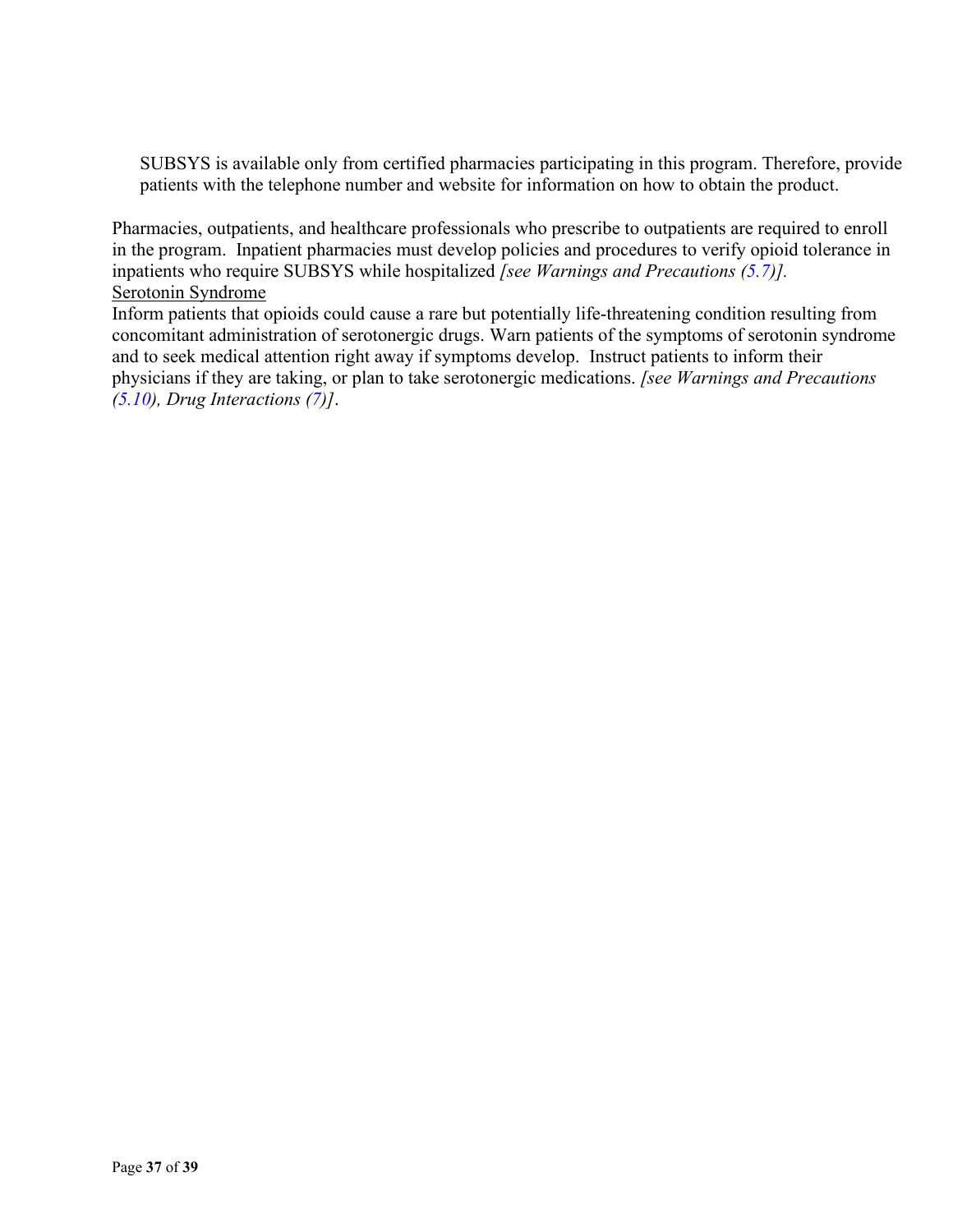SUBSYS is available only from certified pharmacies participating in this program. Therefore, provide patients with the telephone number and website for information on how to obtain the product.

Pharmacies, outpatients, and healthcare professionals who prescribe to outpatients are required to enroll in the program. Inpatient pharmacies must develop policies and procedures to verify opioid tolerance in inpatients who require SUBSYS while hospitalized *[see Warnings and Precautions (5.7)].*

Serotonin Syndrome

Inform patients that opioids could cause a rare but potentially life-threatening condition resulting from concomitant administration of serotonergic drugs. Warn patients of the symptoms of serotonin syndrome and to seek medical attention right away if symptoms develop. Instruct patients to inform their physicians if they are taking, or plan to take serotonergic medications. *[see Warnings and Precautions (5.10), Drug Interactions (7)]*.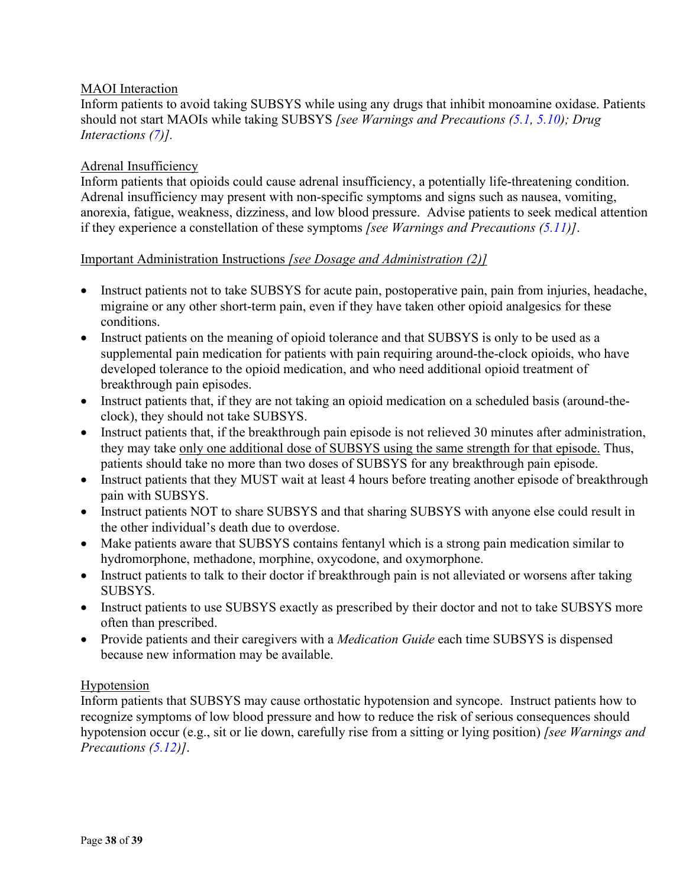<u>MAOI Interaction</u>
Inform patients to avoid taking SUBSYS while using any drugs that inhibit monoamine oxidase. Patients should not start MAOIs while taking SUBSYS *[see Warnings and Precautions (5.1, 5.10); Drug Interactions (7)].*

<u>Adrenal Insufficiency</u>
Inform patients that opioids could cause adrenal insufficiency, a potentially life-threatening condition. Adrenal insufficiency may present with non-specific symptoms and signs such as nausea, vomiting, anorexia, fatigue, weakness, dizziness, and low blood pressure. Advise patients to seek medical attention if they experience a constellation of these symptoms *[see Warnings and Precautions (5.11)]*.

<u>Important Administration Instructions *[see Dosage and Administration (2)]*</u>

- Instruct patients not to take SUBSYS for acute pain, postoperative pain, pain from injuries, headache, migraine or any other short-term pain, even if they have taken other opioid analgesics for these conditions.
- Instruct patients on the meaning of opioid tolerance and that SUBSYS is only to be used as a supplemental pain medication for patients with pain requiring around-the-clock opioids, who have developed tolerance to the opioid medication, and who need additional opioid treatment of breakthrough pain episodes.
- Instruct patients that, if they are not taking an opioid medication on a scheduled basis (around-the-clock), they should not take SUBSYS.
- Instruct patients that, if the breakthrough pain episode is not relieved 30 minutes after administration, they may take <u>only one additional dose of SUBSYS using the same strength for that episode.</u> Thus, patients should take no more than two doses of SUBSYS for any breakthrough pain episode.
- Instruct patients that they MUST wait at least 4 hours before treating another episode of breakthrough pain with SUBSYS.
- Instruct patients NOT to share SUBSYS and that sharing SUBSYS with anyone else could result in the other individual's death due to overdose.
- Make patients aware that SUBSYS contains fentanyl which is a strong pain medication similar to hydromorphone, methadone, morphine, oxycodone, and oxymorphone.
- Instruct patients to talk to their doctor if breakthrough pain is not alleviated or worsens after taking SUBSYS.
- Instruct patients to use SUBSYS exactly as prescribed by their doctor and not to take SUBSYS more often than prescribed.
- Provide patients and their caregivers with a *Medication Guide* each time SUBSYS is dispensed because new information may be available.

<u>Hypotension</u>
Inform patients that SUBSYS may cause orthostatic hypotension and syncope. Instruct patients how to recognize symptoms of low blood pressure and how to reduce the risk of serious consequences should hypotension occur (e.g., sit or lie down, carefully rise from a sitting or lying position) *[see Warnings and Precautions (5.12)]*.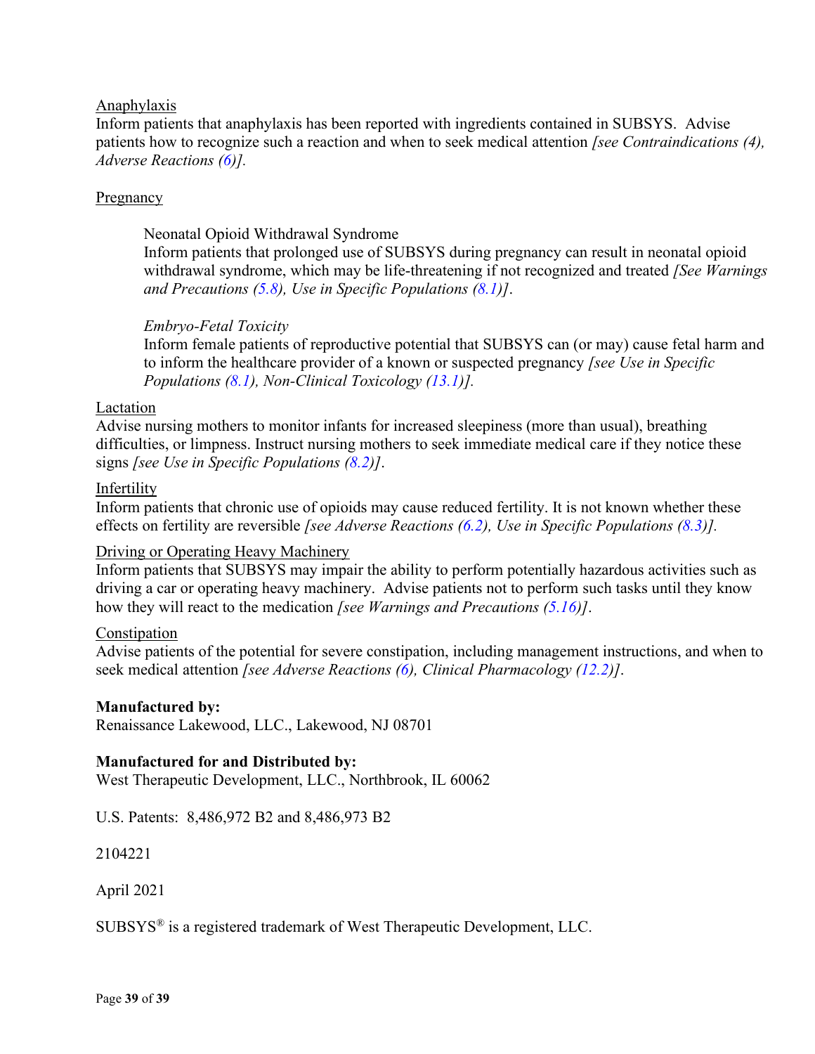Anaphylaxis

Inform patients that anaphylaxis has been reported with ingredients contained in SUBSYS. Advise patients how to recognize such a reaction and when to seek medical attention *[see Contraindications (4), Adverse Reactions (6)].*

Pregnancy

Neonatal Opioid Withdrawal Syndrome

Inform patients that prolonged use of SUBSYS during pregnancy can result in neonatal opioid withdrawal syndrome, which may be life-threatening if not recognized and treated *[See Warnings and Precautions (5.8), Use in Specific Populations (8.1)]*.

*Embryo-Fetal Toxicity*

Inform female patients of reproductive potential that SUBSYS can (or may) cause fetal harm and to inform the healthcare provider of a known or suspected pregnancy *[see Use in Specific Populations (8.1), Non-Clinical Toxicology (13.1)].*

Lactation

Advise nursing mothers to monitor infants for increased sleepiness (more than usual), breathing difficulties, or limpness. Instruct nursing mothers to seek immediate medical care if they notice these signs *[see Use in Specific Populations (8.2)]*.

Infertility

Inform patients that chronic use of opioids may cause reduced fertility. It is not known whether these effects on fertility are reversible *[see Adverse Reactions (6.2), Use in Specific Populations (8.3)].*

Driving or Operating Heavy Machinery

Inform patients that SUBSYS may impair the ability to perform potentially hazardous activities such as driving a car or operating heavy machinery. Advise patients not to perform such tasks until they know how they will react to the medication *[see Warnings and Precautions (5.16)]*.

Constipation

Advise patients of the potential for severe constipation, including management instructions, and when to seek medical attention *[see Adverse Reactions (6), Clinical Pharmacology (12.2)]*.

**Manufactured by:**

Renaissance Lakewood, LLC., Lakewood, NJ 08701

**Manufactured for and Distributed by:**

West Therapeutic Development, LLC., Northbrook, IL 60062

U.S. Patents: 8,486,972 B2 and 8,486,973 B2

2104221

April 2021

SUBSYS® is a registered trademark of West Therapeutic Development, LLC.